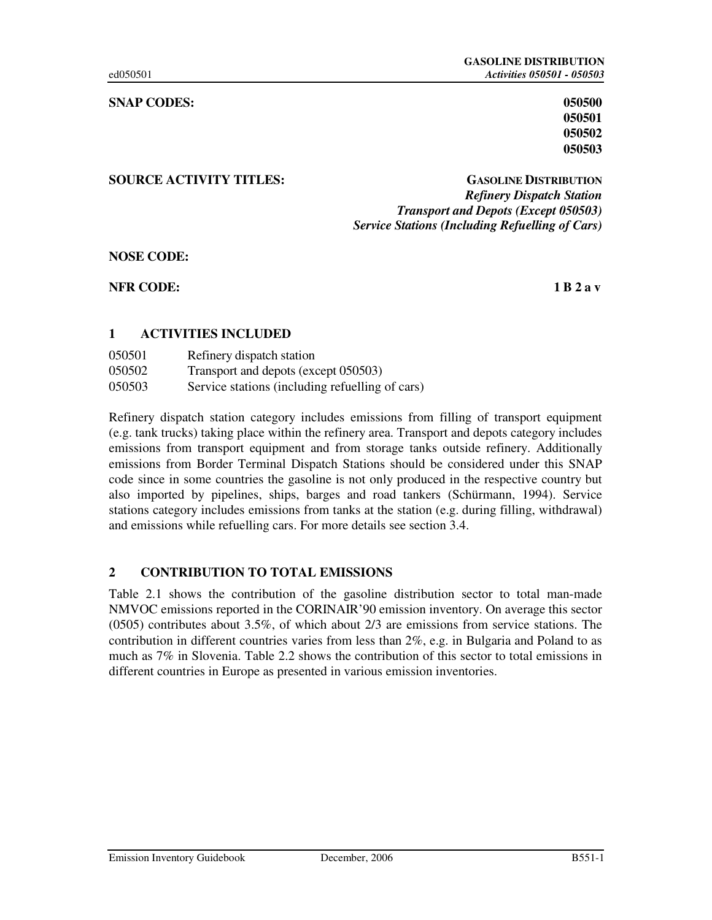**SNAP CODES:** **050500**
**050501**
**050502**
**050503**

**SOURCE ACTIVITY TITLES:** **GASOLINE DISTRIBUTION**
***Refinery Dispatch Station***
***Transport and Depots (Except 050503)***
***Service Stations (Including Refuelling of Cars)***

**NOSE CODE:**

**NFR CODE:** **1 B 2 a v**

## 1 ACTIVITIES INCLUDED

| | |
|---|---|
| 050501 | Refinery dispatch station |
| 050502 | Transport and depots (except 050503) |
| 050503 | Service stations (including refuelling of cars) |

Refinery dispatch station category includes emissions from filling of transport equipment (e.g. tank trucks) taking place within the refinery area. Transport and depots category includes emissions from transport equipment and from storage tanks outside refinery. Additionally emissions from Border Terminal Dispatch Stations should be considered under this SNAP code since in some countries the gasoline is not only produced in the respective country but also imported by pipelines, ships, barges and road tankers (Schürmann, 1994). Service stations category includes emissions from tanks at the station (e.g. during filling, withdrawal) and emissions while refuelling cars. For more details see section 3.4.

## 2 CONTRIBUTION TO TOTAL EMISSIONS

Table 2.1 shows the contribution of the gasoline distribution sector to total man-made NMVOC emissions reported in the CORINAIR'90 emission inventory. On average this sector (0505) contributes about 3.5%, of which about 2/3 are emissions from service stations. The contribution in different countries varies from less than 2%, e.g. in Bulgaria and Poland to as much as 7% in Slovenia. Table 2.2 shows the contribution of this sector to total emissions in different countries in Europe as presented in various emission inventories.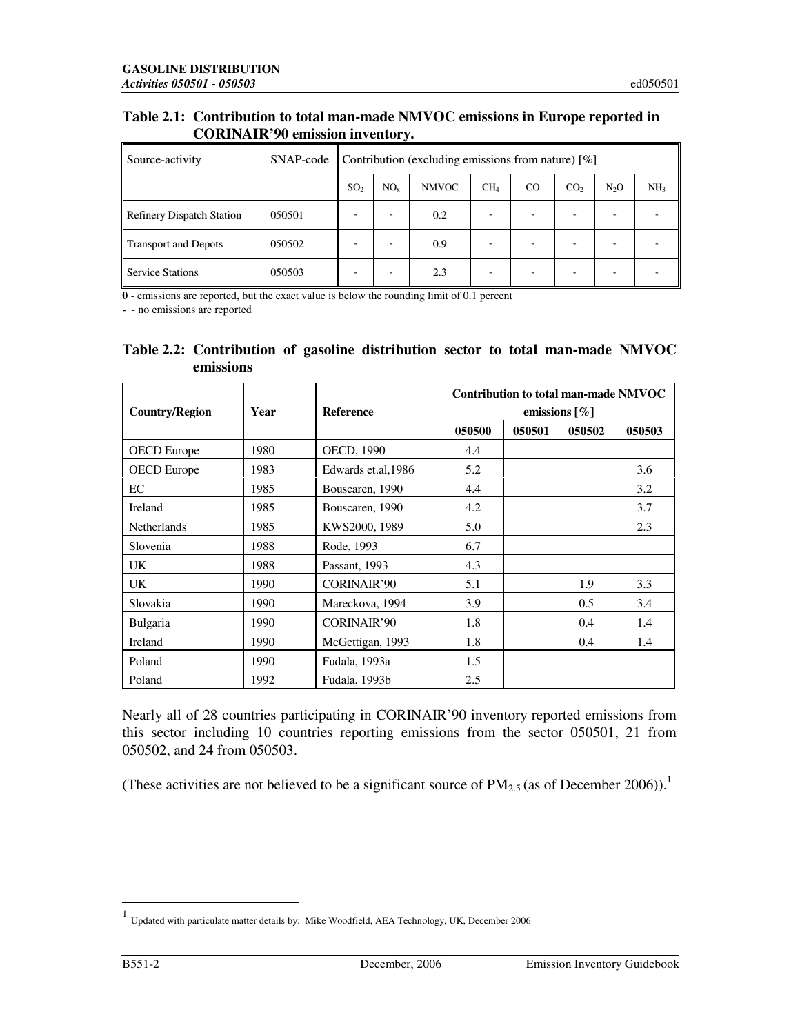**Table 2.1: Contribution to total man-made NMVOC emissions in Europe reported in CORINAIR'90 emission inventory.**

| Source-activity | SNAP-code | Contribution (excluding emissions from nature) [%] | | | | | | | |
|---|---|---|---|---|---|---|---|---|---|
| | | $SO_2$ | $NO_x$ | NMVOC | $CH_4$ | CO | $CO_2$ | $N_2O$ | $NH_3$ |
| Refinery Dispatch Station | 050501 | - | - | 0.2 | - | - | - | - | - |
| Transport and Depots | 050502 | - | - | 0.9 | - | - | - | - | - |
| Service Stations | 050503 | - | - | 2.3 | - | - | - | - | - |

**0** - emissions are reported, but the exact value is below the rounding limit of 0.1 percent

**-** - no emissions are reported

**Table 2.2: Contribution of gasoline distribution sector to total man-made NMVOC emissions**

| Country/Region | Year | Reference | Contribution to total man-made NMVOC emissions [%] | | | |
|---|---|---|---|---|---|---|
| | | | 050500 | 050501 | 050502 | 050503 |
| OECD Europe | 1980 | OECD, 1990 | 4.4 | | | |
| OECD Europe | 1983 | Edwards et.al,1986 | 5.2 | | | 3.6 |
| EC | 1985 | Bouscaren, 1990 | 4.4 | | | 3.2 |
| Ireland | 1985 | Bouscaren, 1990 | 4.2 | | | 3.7 |
| Netherlands | 1985 | KWS2000, 1989 | 5.0 | | | 2.3 |
| Slovenia | 1988 | Rode, 1993 | 6.7 | | | |
| UK | 1988 | Passant, 1993 | 4.3 | | | |
| UK | 1990 | CORINAIR'90 | 5.1 | | 1.9 | 3.3 |
| Slovakia | 1990 | Mareckova, 1994 | 3.9 | | 0.5 | 3.4 |
| Bulgaria | 1990 | CORINAIR'90 | 1.8 | | 0.4 | 1.4 |
| Ireland | 1990 | McGettigan, 1993 | 1.8 | | 0.4 | 1.4 |
| Poland | 1990 | Fudala, 1993a | 1.5 | | | |
| Poland | 1992 | Fudala, 1993b | 2.5 | | | |

Nearly all of 28 countries participating in CORINAIR'90 inventory reported emissions from this sector including 10 countries reporting emissions from the sector 050501, 21 from 050502, and 24 from 050503.

(These activities are not believed to be a significant source of $PM_{2.5}$ (as of December 2006)).[1]

[1] Updated with particulate matter details by: Mike Woodfield, AEA Technology, UK, December 2006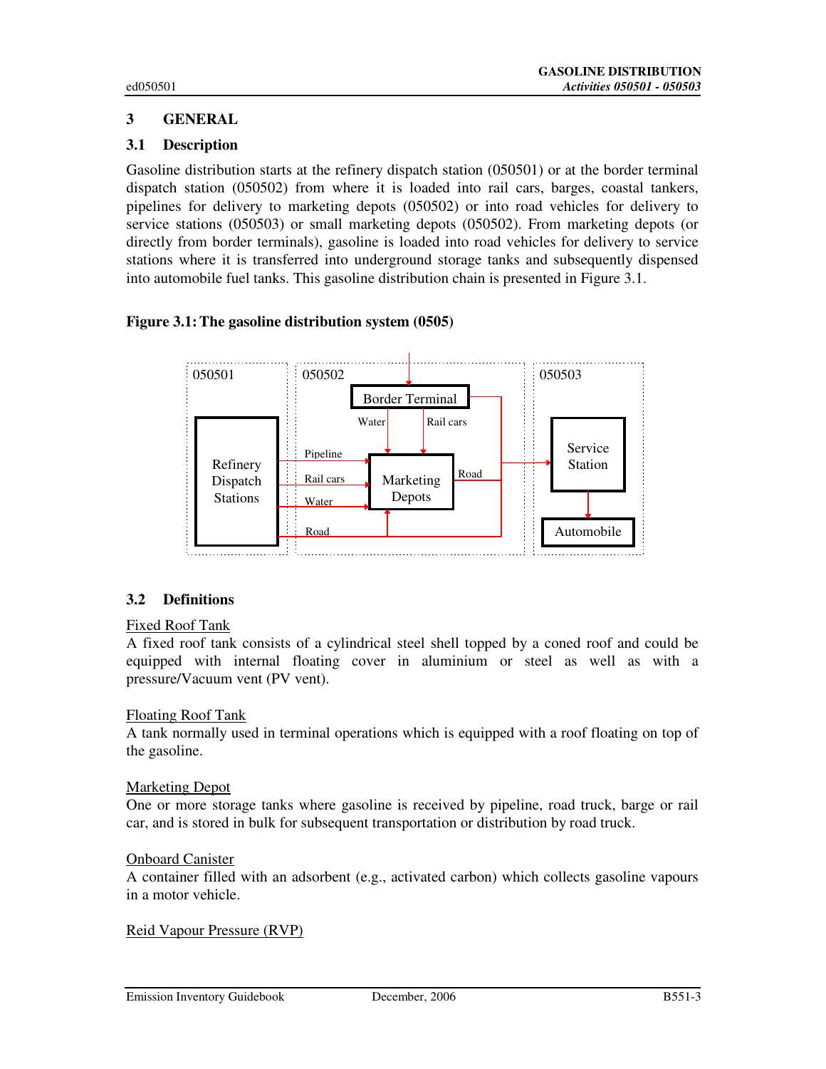## 3 GENERAL

### 3.1 Description

Gasoline distribution starts at the refinery dispatch station (050501) or at the border terminal dispatch station (050502) from where it is loaded into rail cars, barges, coastal tankers, pipelines for delivery to marketing depots (050502) or into road vehicles for delivery to service stations (050503) or small marketing depots (050502). From marketing depots (or directly from border terminals), gasoline is loaded into road vehicles for delivery to service stations where it is transferred into underground storage tanks and subsequently dispensed into automobile fuel tanks. This gasoline distribution chain is presented in Figure 3.1.

**Figure 3.1: The gasoline distribution system (0505)**

### 3.2 Definitions

Fixed Roof Tank
A fixed roof tank consists of a cylindrical steel shell topped by a coned roof and could be equipped with internal floating cover in aluminium or steel as well as with a pressure/Vacuum vent (PV vent).

Floating Roof Tank
A tank normally used in terminal operations which is equipped with a roof floating on top of the gasoline.

Marketing Depot
One or more storage tanks where gasoline is received by pipeline, road truck, barge or rail car, and is stored in bulk for subsequent transportation or distribution by road truck.

Onboard Canister
A container filled with an adsorbent (e.g., activated carbon) which collects gasoline vapours in a motor vehicle.

Reid Vapour Pressure (RVP)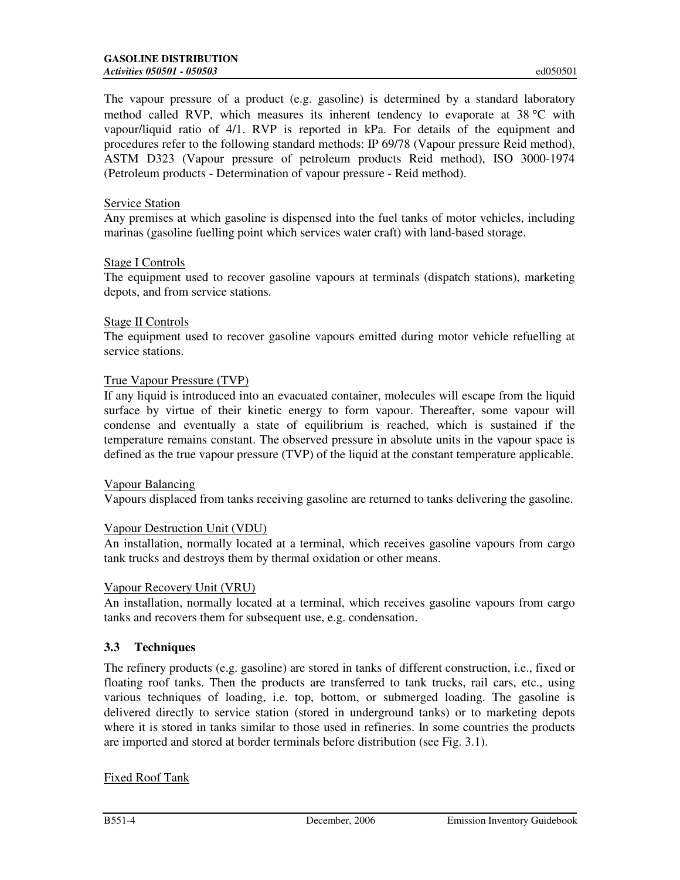The vapour pressure of a product (e.g. gasoline) is determined by a standard laboratory method called RVP, which measures its inherent tendency to evaporate at 38 °C with vapour/liquid ratio of 4/1. RVP is reported in kPa. For details of the equipment and procedures refer to the following standard methods: IP 69/78 (Vapour pressure Reid method), ASTM D323 (Vapour pressure of petroleum products Reid method), ISO 3000-1974 (Petroleum products - Determination of vapour pressure - Reid method).

Service Station

Any premises at which gasoline is dispensed into the fuel tanks of motor vehicles, including marinas (gasoline fuelling point which services water craft) with land-based storage.

Stage I Controls

The equipment used to recover gasoline vapours at terminals (dispatch stations), marketing depots, and from service stations.

Stage II Controls

The equipment used to recover gasoline vapours emitted during motor vehicle refuelling at service stations.

True Vapour Pressure (TVP)

If any liquid is introduced into an evacuated container, molecules will escape from the liquid surface by virtue of their kinetic energy to form vapour. Thereafter, some vapour will condense and eventually a state of equilibrium is reached, which is sustained if the temperature remains constant. The observed pressure in absolute units in the vapour space is defined as the true vapour pressure (TVP) of the liquid at the constant temperature applicable.

Vapour Balancing

Vapours displaced from tanks receiving gasoline are returned to tanks delivering the gasoline.

Vapour Destruction Unit (VDU)

An installation, normally located at a terminal, which receives gasoline vapours from cargo tank trucks and destroys them by thermal oxidation or other means.

Vapour Recovery Unit (VRU)

An installation, normally located at a terminal, which receives gasoline vapours from cargo tanks and recovers them for subsequent use, e.g. condensation.

## 3.3 Techniques

The refinery products (e.g. gasoline) are stored in tanks of different construction, i.e., fixed or floating roof tanks. Then the products are transferred to tank trucks, rail cars, etc., using various techniques of loading, i.e. top, bottom, or submerged loading. The gasoline is delivered directly to service station (stored in underground tanks) or to marketing depots where it is stored in tanks similar to those used in refineries. In some countries the products are imported and stored at border terminals before distribution (see Fig. 3.1).

Fixed Roof Tank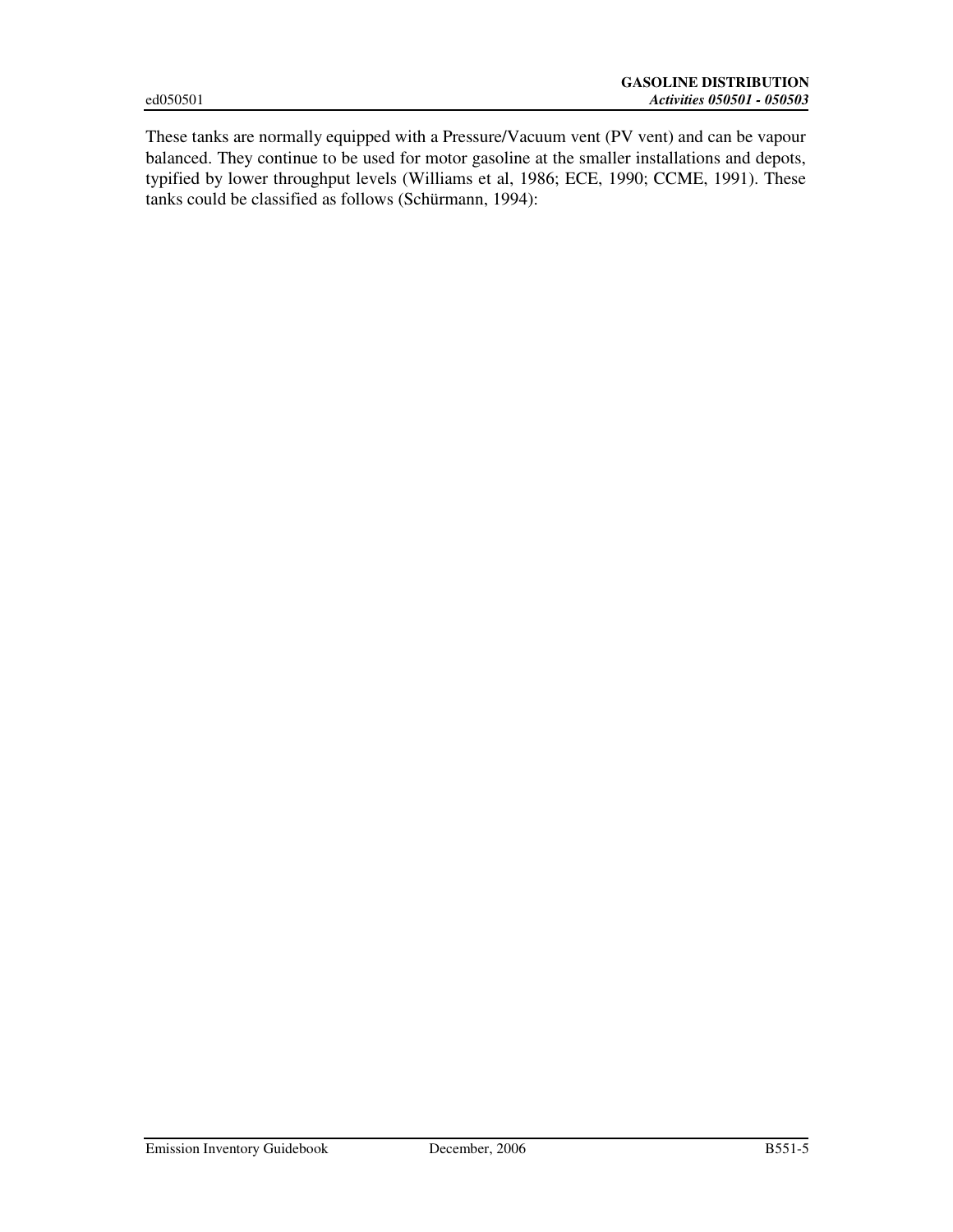These tanks are normally equipped with a Pressure/Vacuum vent (PV vent) and can be vapour balanced. They continue to be used for motor gasoline at the smaller installations and depots, typified by lower throughput levels (Williams et al, 1986; ECE, 1990; CCME, 1991). These tanks could be classified as follows (Schürmann, 1994):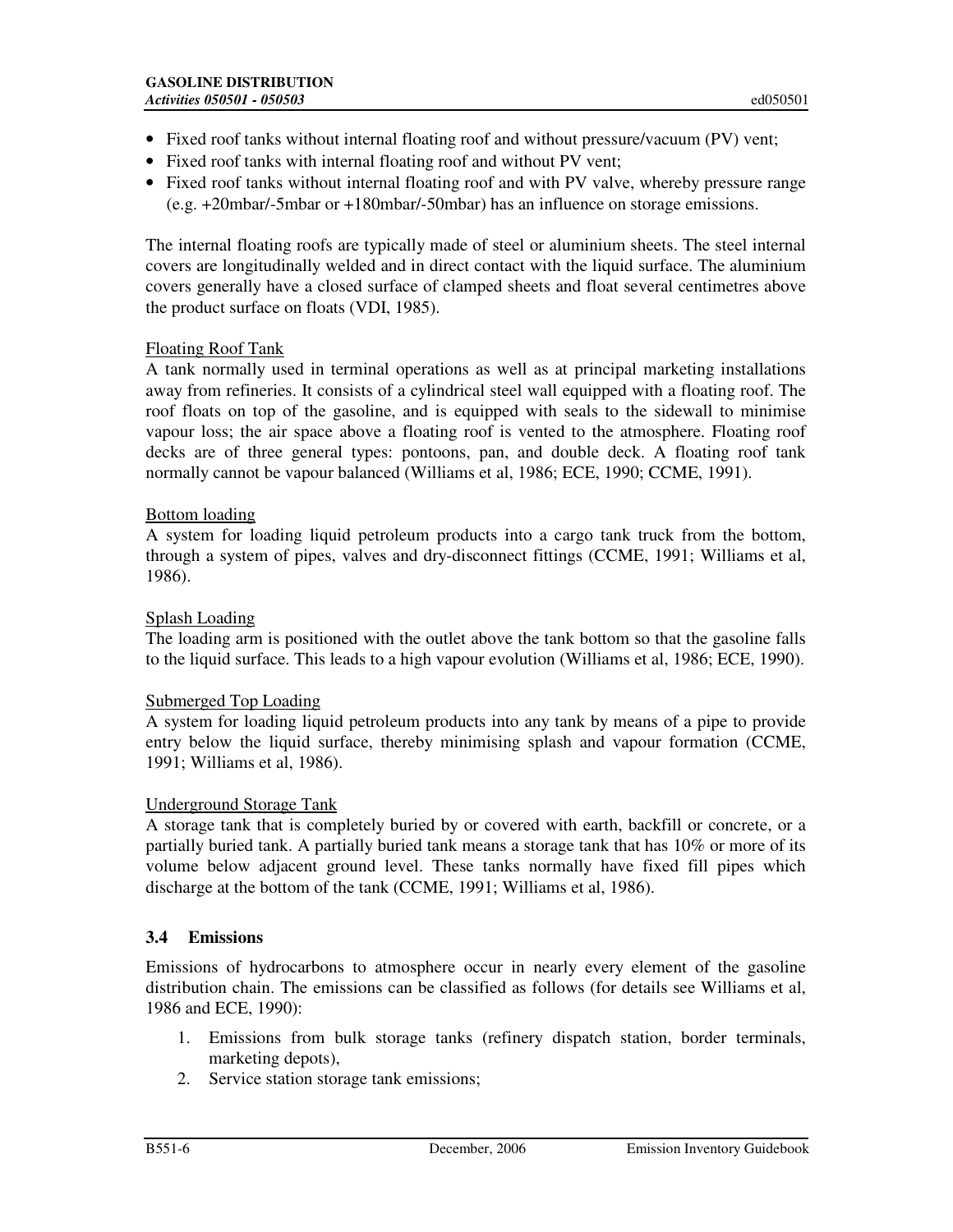- Fixed roof tanks without internal floating roof and without pressure/vacuum (PV) vent;
- Fixed roof tanks with internal floating roof and without PV vent;
- Fixed roof tanks without internal floating roof and with PV valve, whereby pressure range (e.g. +20mbar/-5mbar or +180mbar/-50mbar) has an influence on storage emissions.

The internal floating roofs are typically made of steel or aluminium sheets. The steel internal covers are longitudinally welded and in direct contact with the liquid surface. The aluminium covers generally have a closed surface of clamped sheets and float several centimetres above the product surface on floats (VDI, 1985).

Floating Roof Tank

A tank normally used in terminal operations as well as at principal marketing installations away from refineries. It consists of a cylindrical steel wall equipped with a floating roof. The roof floats on top of the gasoline, and is equipped with seals to the sidewall to minimise vapour loss; the air space above a floating roof is vented to the atmosphere. Floating roof decks are of three general types: pontoons, pan, and double deck. A floating roof tank normally cannot be vapour balanced (Williams et al, 1986; ECE, 1990; CCME, 1991).

Bottom loading

A system for loading liquid petroleum products into a cargo tank truck from the bottom, through a system of pipes, valves and dry-disconnect fittings (CCME, 1991; Williams et al, 1986).

Splash Loading

The loading arm is positioned with the outlet above the tank bottom so that the gasoline falls to the liquid surface. This leads to a high vapour evolution (Williams et al, 1986; ECE, 1990).

Submerged Top Loading

A system for loading liquid petroleum products into any tank by means of a pipe to provide entry below the liquid surface, thereby minimising splash and vapour formation (CCME, 1991; Williams et al, 1986).

Underground Storage Tank

A storage tank that is completely buried by or covered with earth, backfill or concrete, or a partially buried tank. A partially buried tank means a storage tank that has 10% or more of its volume below adjacent ground level. These tanks normally have fixed fill pipes which discharge at the bottom of the tank (CCME, 1991; Williams et al, 1986).

### 3.4 Emissions

Emissions of hydrocarbons to atmosphere occur in nearly every element of the gasoline distribution chain. The emissions can be classified as follows (for details see Williams et al, 1986 and ECE, 1990):

1. Emissions from bulk storage tanks (refinery dispatch station, border terminals, marketing depots),
2. Service station storage tank emissions;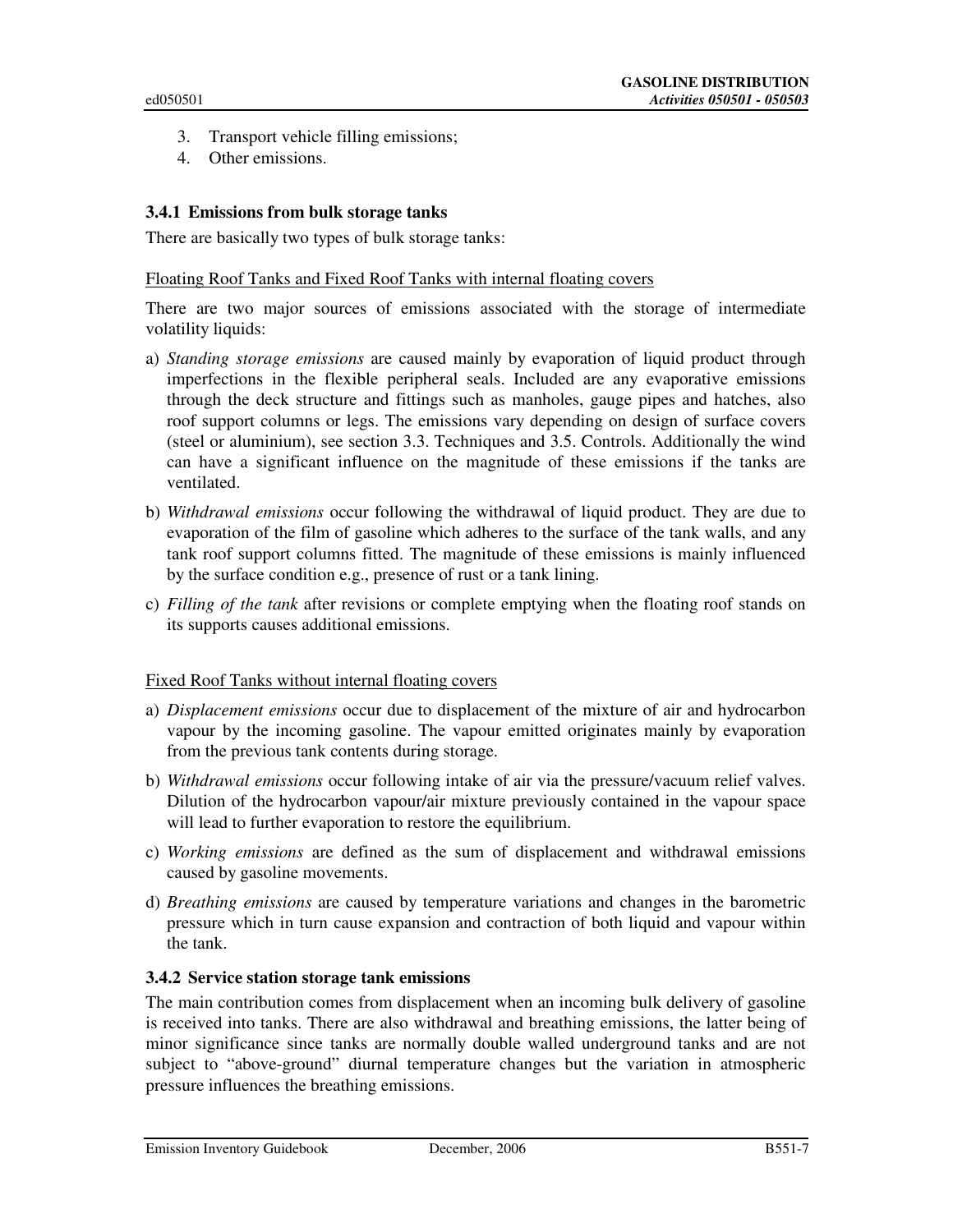3. Transport vehicle filling emissions;
4. Other emissions.

### 3.4.1 Emissions from bulk storage tanks

There are basically two types of bulk storage tanks:

Floating Roof Tanks and Fixed Roof Tanks with internal floating covers

There are two major sources of emissions associated with the storage of intermediate volatility liquids:

a) *Standing storage emissions* are caused mainly by evaporation of liquid product through imperfections in the flexible peripheral seals. Included are any evaporative emissions through the deck structure and fittings such as manholes, gauge pipes and hatches, also roof support columns or legs. The emissions vary depending on design of surface covers (steel or aluminium), see section 3.3. Techniques and 3.5. Controls. Additionally the wind can have a significant influence on the magnitude of these emissions if the tanks are ventilated.

b) *Withdrawal emissions* occur following the withdrawal of liquid product. They are due to evaporation of the film of gasoline which adheres to the surface of the tank walls, and any tank roof support columns fitted. The magnitude of these emissions is mainly influenced by the surface condition e.g., presence of rust or a tank lining.

c) *Filling of the tank* after revisions or complete emptying when the floating roof stands on its supports causes additional emissions.

Fixed Roof Tanks without internal floating covers

a) *Displacement emissions* occur due to displacement of the mixture of air and hydrocarbon vapour by the incoming gasoline. The vapour emitted originates mainly by evaporation from the previous tank contents during storage.

b) *Withdrawal emissions* occur following intake of air via the pressure/vacuum relief valves. Dilution of the hydrocarbon vapour/air mixture previously contained in the vapour space will lead to further evaporation to restore the equilibrium.

c) *Working emissions* are defined as the sum of displacement and withdrawal emissions caused by gasoline movements.

d) *Breathing emissions* are caused by temperature variations and changes in the barometric pressure which in turn cause expansion and contraction of both liquid and vapour within the tank.

### 3.4.2 Service station storage tank emissions

The main contribution comes from displacement when an incoming bulk delivery of gasoline is received into tanks. There are also withdrawal and breathing emissions, the latter being of minor significance since tanks are normally double walled underground tanks and are not subject to "above-ground" diurnal temperature changes but the variation in atmospheric pressure influences the breathing emissions.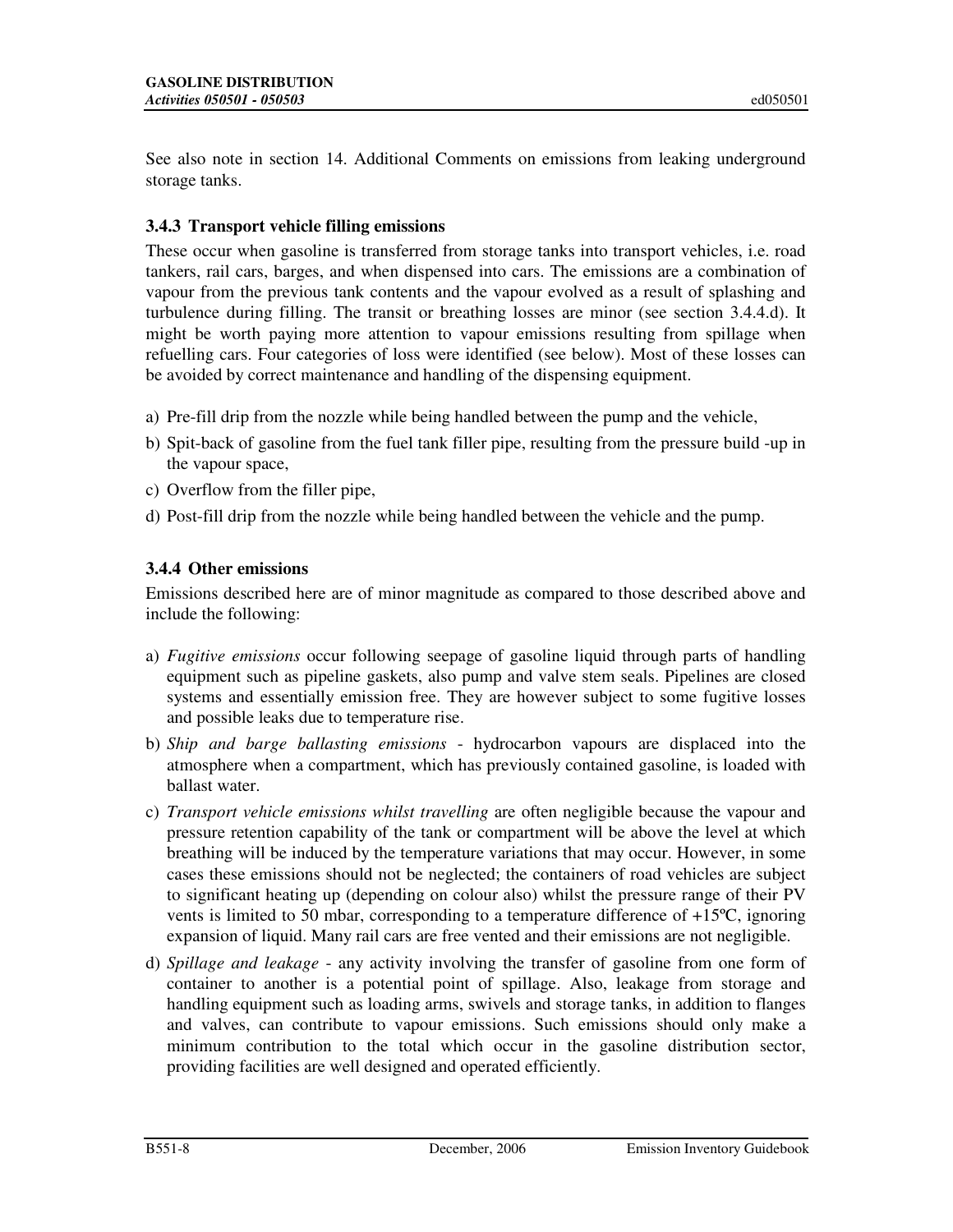See also note in section 14. Additional Comments on emissions from leaking underground storage tanks.

### 3.4.3 Transport vehicle filling emissions

These occur when gasoline is transferred from storage tanks into transport vehicles, i.e. road tankers, rail cars, barges, and when dispensed into cars. The emissions are a combination of vapour from the previous tank contents and the vapour evolved as a result of splashing and turbulence during filling. The transit or breathing losses are minor (see section 3.4.4.d). It might be worth paying more attention to vapour emissions resulting from spillage when refuelling cars. Four categories of loss were identified (see below). Most of these losses can be avoided by correct maintenance and handling of the dispensing equipment.

a) Pre-fill drip from the nozzle while being handled between the pump and the vehicle,
b) Spit-back of gasoline from the fuel tank filler pipe, resulting from the pressure build -up in the vapour space,
c) Overflow from the filler pipe,
d) Post-fill drip from the nozzle while being handled between the vehicle and the pump.

### 3.4.4 Other emissions

Emissions described here are of minor magnitude as compared to those described above and include the following:

a) *Fugitive emissions* occur following seepage of gasoline liquid through parts of handling equipment such as pipeline gaskets, also pump and valve stem seals. Pipelines are closed systems and essentially emission free. They are however subject to some fugitive losses and possible leaks due to temperature rise.
b) *Ship and barge ballasting emissions* - hydrocarbon vapours are displaced into the atmosphere when a compartment, which has previously contained gasoline, is loaded with ballast water.
c) *Transport vehicle emissions whilst travelling* are often negligible because the vapour and pressure retention capability of the tank or compartment will be above the level at which breathing will be induced by the temperature variations that may occur. However, in some cases these emissions should not be neglected; the containers of road vehicles are subject to significant heating up (depending on colour also) whilst the pressure range of their PV vents is limited to 50 mbar, corresponding to a temperature difference of +15ºC, ignoring expansion of liquid. Many rail cars are free vented and their emissions are not negligible.
d) *Spillage and leakage* - any activity involving the transfer of gasoline from one form of container to another is a potential point of spillage. Also, leakage from storage and handling equipment such as loading arms, swivels and storage tanks, in addition to flanges and valves, can contribute to vapour emissions. Such emissions should only make a minimum contribution to the total which occur in the gasoline distribution sector, providing facilities are well designed and operated efficiently.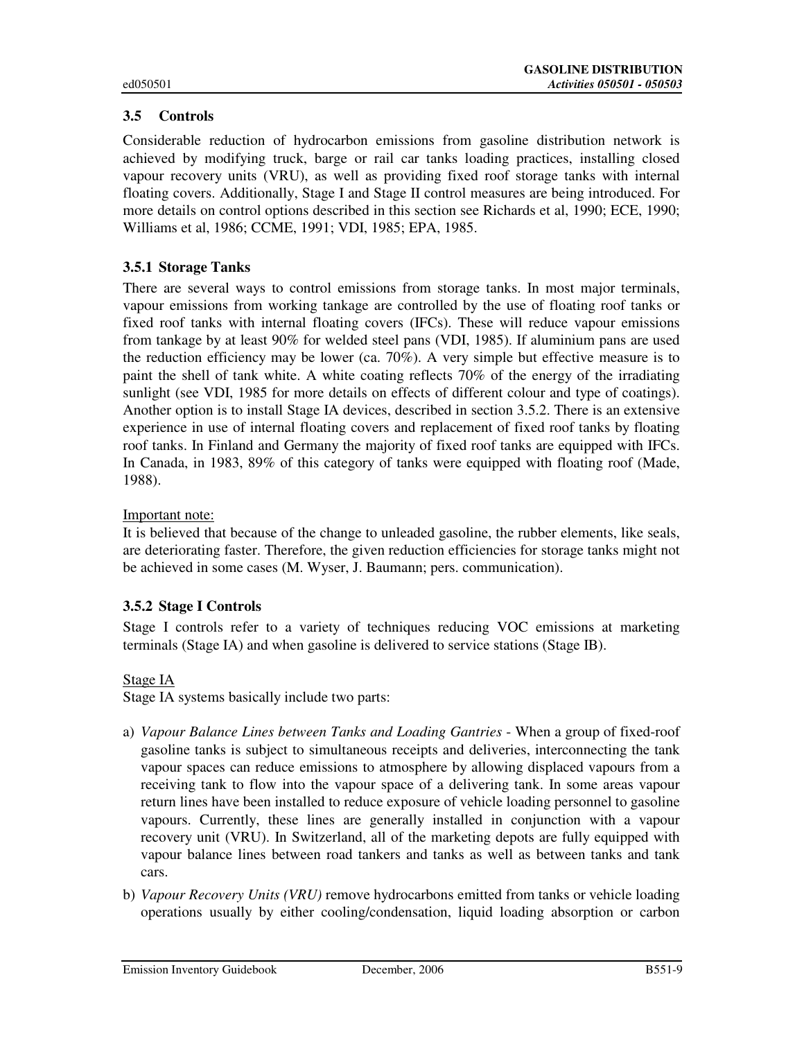### 3.5 Controls

Considerable reduction of hydrocarbon emissions from gasoline distribution network is achieved by modifying truck, barge or rail car tanks loading practices, installing closed vapour recovery units (VRU), as well as providing fixed roof storage tanks with internal floating covers. Additionally, Stage I and Stage II control measures are being introduced. For more details on control options described in this section see Richards et al, 1990; ECE, 1990; Williams et al, 1986; CCME, 1991; VDI, 1985; EPA, 1985.

#### 3.5.1 Storage Tanks

There are several ways to control emissions from storage tanks. In most major terminals, vapour emissions from working tankage are controlled by the use of floating roof tanks or fixed roof tanks with internal floating covers (IFCs). These will reduce vapour emissions from tankage by at least 90% for welded steel pans (VDI, 1985). If aluminium pans are used the reduction efficiency may be lower (ca. 70%). A very simple but effective measure is to paint the shell of tank white. A white coating reflects 70% of the energy of the irradiating sunlight (see VDI, 1985 for more details on effects of different colour and type of coatings). Another option is to install Stage IA devices, described in section 3.5.2. There is an extensive experience in use of internal floating covers and replacement of fixed roof tanks by floating roof tanks. In Finland and Germany the majority of fixed roof tanks are equipped with IFCs. In Canada, in 1983, 89% of this category of tanks were equipped with floating roof (Made, 1988).

Important note:
It is believed that because of the change to unleaded gasoline, the rubber elements, like seals, are deteriorating faster. Therefore, the given reduction efficiencies for storage tanks might not be achieved in some cases (M. Wyser, J. Baumann; pers. communication).

#### 3.5.2 Stage I Controls

Stage I controls refer to a variety of techniques reducing VOC emissions at marketing terminals (Stage IA) and when gasoline is delivered to service stations (Stage IB).

Stage IA
Stage IA systems basically include two parts:

a) *Vapour Balance Lines between Tanks and Loading Gantries* - When a group of fixed-roof gasoline tanks is subject to simultaneous receipts and deliveries, interconnecting the tank vapour spaces can reduce emissions to atmosphere by allowing displaced vapours from a receiving tank to flow into the vapour space of a delivering tank. In some areas vapour return lines have been installed to reduce exposure of vehicle loading personnel to gasoline vapours. Currently, these lines are generally installed in conjunction with a vapour recovery unit (VRU). In Switzerland, all of the marketing depots are fully equipped with vapour balance lines between road tankers and tanks as well as between tanks and tank cars.

b) *Vapour Recovery Units (VRU)* remove hydrocarbons emitted from tanks or vehicle loading operations usually by either cooling/condensation, liquid loading absorption or carbon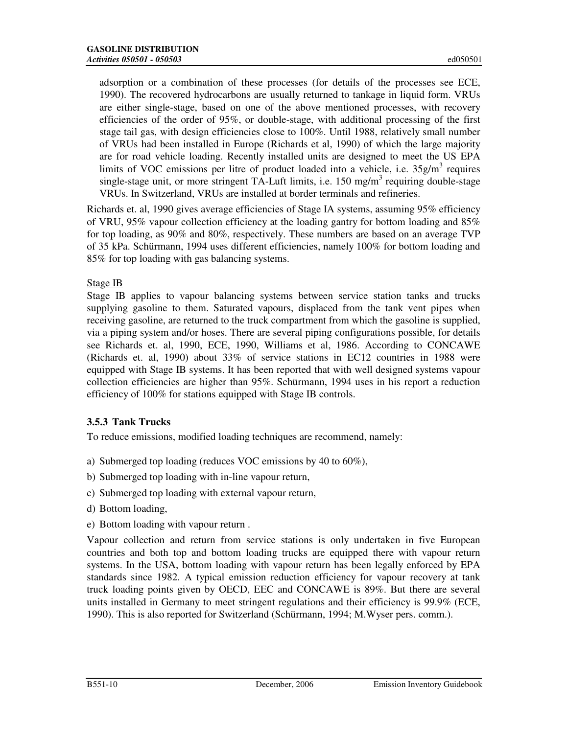adsorption or a combination of these processes (for details of the processes see ECE, 1990). The recovered hydrocarbons are usually returned to tankage in liquid form. VRUs are either single-stage, based on one of the above mentioned processes, with recovery efficiencies of the order of 95%, or double-stage, with additional processing of the first stage tail gas, with design efficiencies close to 100%. Until 1988, relatively small number of VRUs had been installed in Europe (Richards et al, 1990) of which the large majority are for road vehicle loading. Recently installed units are designed to meet the US EPA limits of VOC emissions per litre of product loaded into a vehicle, i.e. 35g/m$^3$ requires single-stage unit, or more stringent TA-Luft limits, i.e. 150 mg/m$^3$ requiring double-stage VRUs. In Switzerland, VRUs are installed at border terminals and refineries.

Richards et. al, 1990 gives average efficiencies of Stage IA systems, assuming 95% efficiency of VRU, 95% vapour collection efficiency at the loading gantry for bottom loading and 85% for top loading, as 90% and 80%, respectively. These numbers are based on an average TVP of 35 kPa. Schürmann, 1994 uses different efficiencies, namely 100% for bottom loading and 85% for top loading with gas balancing systems.

Stage IB

Stage IB applies to vapour balancing systems between service station tanks and trucks supplying gasoline to them. Saturated vapours, displaced from the tank vent pipes when receiving gasoline, are returned to the truck compartment from which the gasoline is supplied, via a piping system and/or hoses. There are several piping configurations possible, for details see Richards et. al, 1990, ECE, 1990, Williams et al, 1986. According to CONCAWE (Richards et. al, 1990) about 33% of service stations in EC12 countries in 1988 were equipped with Stage IB systems. It has been reported that with well designed systems vapour collection efficiencies are higher than 95%. Schürmann, 1994 uses in his report a reduction efficiency of 100% for stations equipped with Stage IB controls.

### 3.5.3 Tank Trucks

To reduce emissions, modified loading techniques are recommend, namely:

a) Submerged top loading (reduces VOC emissions by 40 to 60%),
b) Submerged top loading with in-line vapour return,
c) Submerged top loading with external vapour return,
d) Bottom loading,
e) Bottom loading with vapour return .

Vapour collection and return from service stations is only undertaken in five European countries and both top and bottom loading trucks are equipped there with vapour return systems. In the USA, bottom loading with vapour return has been legally enforced by EPA standards since 1982. A typical emission reduction efficiency for vapour recovery at tank truck loading points given by OECD, EEC and CONCAWE is 89%. But there are several units installed in Germany to meet stringent regulations and their efficiency is 99.9% (ECE, 1990). This is also reported for Switzerland (Schürmann, 1994; M.Wyser pers. comm.).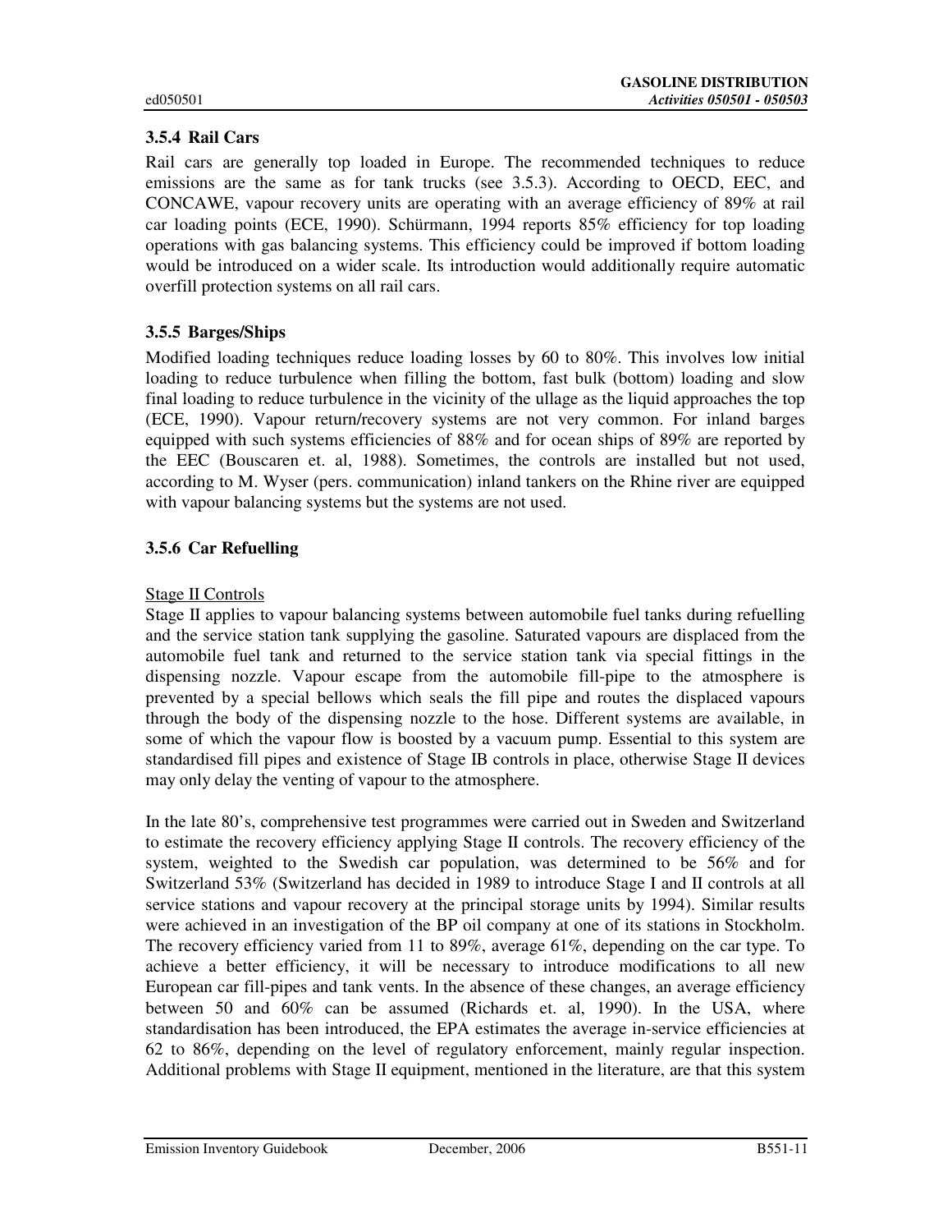### 3.5.4 Rail Cars

Rail cars are generally top loaded in Europe. The recommended techniques to reduce emissions are the same as for tank trucks (see 3.5.3). According to OECD, EEC, and CONCAWE, vapour recovery units are operating with an average efficiency of 89% at rail car loading points (ECE, 1990). Schürmann, 1994 reports 85% efficiency for top loading operations with gas balancing systems. This efficiency could be improved if bottom loading would be introduced on a wider scale. Its introduction would additionally require automatic overfill protection systems on all rail cars.

### 3.5.5 Barges/Ships

Modified loading techniques reduce loading losses by 60 to 80%. This involves low initial loading to reduce turbulence when filling the bottom, fast bulk (bottom) loading and slow final loading to reduce turbulence in the vicinity of the ullage as the liquid approaches the top (ECE, 1990). Vapour return/recovery systems are not very common. For inland barges equipped with such systems efficiencies of 88% and for ocean ships of 89% are reported by the EEC (Bouscaren et. al, 1988). Sometimes, the controls are installed but not used, according to M. Wyser (pers. communication) inland tankers on the Rhine river are equipped with vapour balancing systems but the systems are not used.

### 3.5.6 Car Refuelling

Stage II Controls

Stage II applies to vapour balancing systems between automobile fuel tanks during refuelling and the service station tank supplying the gasoline. Saturated vapours are displaced from the automobile fuel tank and returned to the service station tank via special fittings in the dispensing nozzle. Vapour escape from the automobile fill-pipe to the atmosphere is prevented by a special bellows which seals the fill pipe and routes the displaced vapours through the body of the dispensing nozzle to the hose. Different systems are available, in some of which the vapour flow is boosted by a vacuum pump. Essential to this system are standardised fill pipes and existence of Stage IB controls in place, otherwise Stage II devices may only delay the venting of vapour to the atmosphere.

In the late 80's, comprehensive test programmes were carried out in Sweden and Switzerland to estimate the recovery efficiency applying Stage II controls. The recovery efficiency of the system, weighted to the Swedish car population, was determined to be 56% and for Switzerland 53% (Switzerland has decided in 1989 to introduce Stage I and II controls at all service stations and vapour recovery at the principal storage units by 1994). Similar results were achieved in an investigation of the BP oil company at one of its stations in Stockholm. The recovery efficiency varied from 11 to 89%, average 61%, depending on the car type. To achieve a better efficiency, it will be necessary to introduce modifications to all new European car fill-pipes and tank vents. In the absence of these changes, an average efficiency between 50 and 60% can be assumed (Richards et. al, 1990). In the USA, where standardisation has been introduced, the EPA estimates the average in-service efficiencies at 62 to 86%, depending on the level of regulatory enforcement, mainly regular inspection. Additional problems with Stage II equipment, mentioned in the literature, are that this system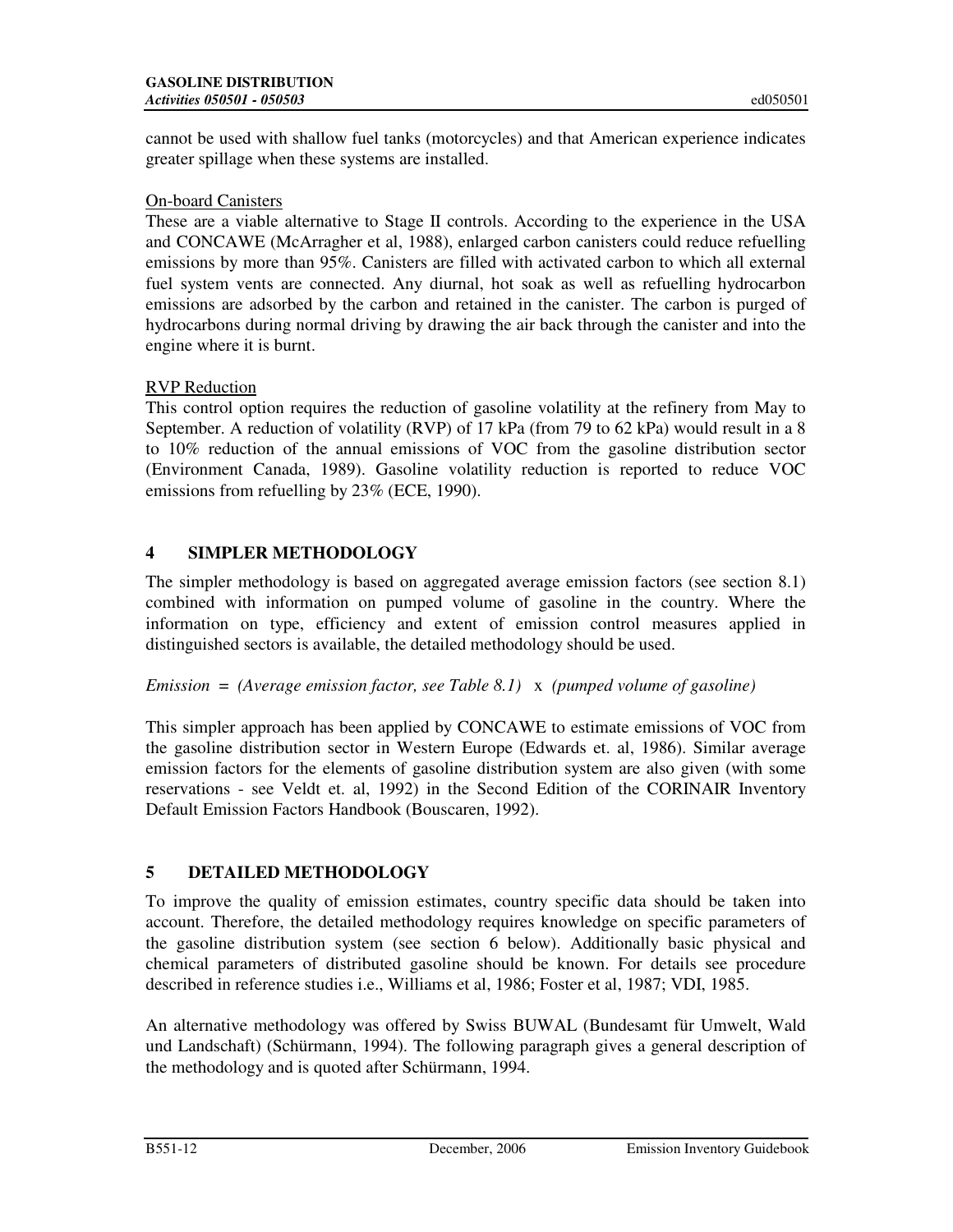cannot be used with shallow fuel tanks (motorcycles) and that American experience indicates greater spillage when these systems are installed.

On-board Canisters

These are a viable alternative to Stage II controls. According to the experience in the USA and CONCAWE (McArragher et al, 1988), enlarged carbon canisters could reduce refuelling emissions by more than 95%. Canisters are filled with activated carbon to which all external fuel system vents are connected. Any diurnal, hot soak as well as refuelling hydrocarbon emissions are adsorbed by the carbon and retained in the canister. The carbon is purged of hydrocarbons during normal driving by drawing the air back through the canister and into the engine where it is burnt.

RVP Reduction

This control option requires the reduction of gasoline volatility at the refinery from May to September. A reduction of volatility (RVP) of 17 kPa (from 79 to 62 kPa) would result in a 8 to 10% reduction of the annual emissions of VOC from the gasoline distribution sector (Environment Canada, 1989). Gasoline volatility reduction is reported to reduce VOC emissions from refuelling by 23% (ECE, 1990).

## 4 SIMPLER METHODOLOGY

The simpler methodology is based on aggregated average emission factors (see section 8.1) combined with information on pumped volume of gasoline in the country. Where the information on type, efficiency and extent of emission control measures applied in distinguished sectors is available, the detailed methodology should be used.

*Emission = (Average emission factor, see Table 8.1)* x *(pumped volume of gasoline)*

This simpler approach has been applied by CONCAWE to estimate emissions of VOC from the gasoline distribution sector in Western Europe (Edwards et. al, 1986). Similar average emission factors for the elements of gasoline distribution system are also given (with some reservations - see Veldt et. al, 1992) in the Second Edition of the CORINAIR Inventory Default Emission Factors Handbook (Bouscaren, 1992).

## 5 DETAILED METHODOLOGY

To improve the quality of emission estimates, country specific data should be taken into account. Therefore, the detailed methodology requires knowledge on specific parameters of the gasoline distribution system (see section 6 below). Additionally basic physical and chemical parameters of distributed gasoline should be known. For details see procedure described in reference studies i.e., Williams et al, 1986; Foster et al, 1987; VDI, 1985.

An alternative methodology was offered by Swiss BUWAL (Bundesamt für Umwelt, Wald und Landschaft) (Schürmann, 1994). The following paragraph gives a general description of the methodology and is quoted after Schürmann, 1994.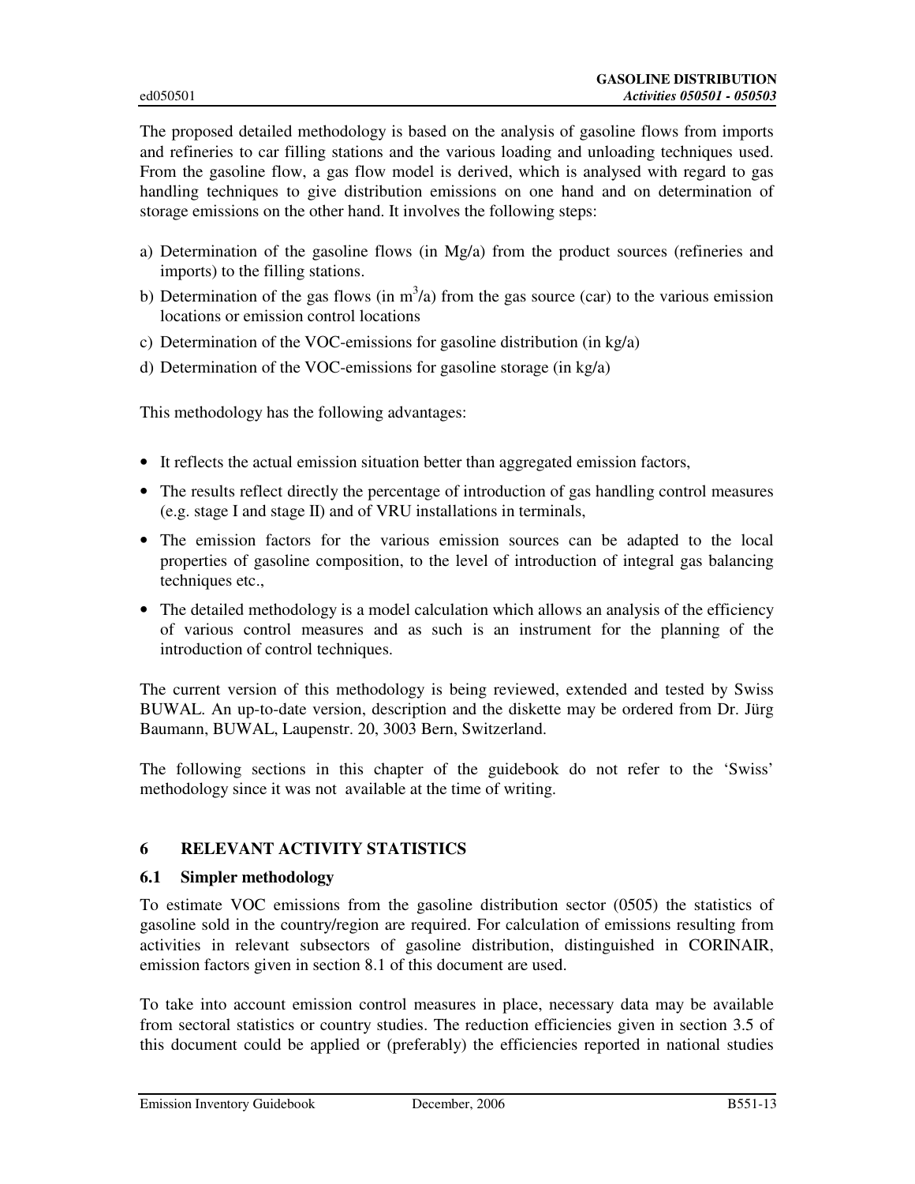The proposed detailed methodology is based on the analysis of gasoline flows from imports and refineries to car filling stations and the various loading and unloading techniques used. From the gasoline flow, a gas flow model is derived, which is analysed with regard to gas handling techniques to give distribution emissions on one hand and on determination of storage emissions on the other hand. It involves the following steps:

a) Determination of the gasoline flows (in Mg/a) from the product sources (refineries and imports) to the filling stations.
b) Determination of the gas flows (in $m^3/a$) from the gas source (car) to the various emission locations or emission control locations
c) Determination of the VOC-emissions for gasoline distribution (in kg/a)
d) Determination of the VOC-emissions for gasoline storage (in kg/a)

This methodology has the following advantages:

- It reflects the actual emission situation better than aggregated emission factors,
- The results reflect directly the percentage of introduction of gas handling control measures (e.g. stage I and stage II) and of VRU installations in terminals,
- The emission factors for the various emission sources can be adapted to the local properties of gasoline composition, to the level of introduction of integral gas balancing techniques etc.,
- The detailed methodology is a model calculation which allows an analysis of the efficiency of various control measures and as such is an instrument for the planning of the introduction of control techniques.

The current version of this methodology is being reviewed, extended and tested by Swiss BUWAL. An up-to-date version, description and the diskette may be ordered from Dr. Jürg Baumann, BUWAL, Laupenstr. 20, 3003 Bern, Switzerland.

The following sections in this chapter of the guidebook do not refer to the 'Swiss' methodology since it was not available at the time of writing.

## 6 RELEVANT ACTIVITY STATISTICS

### 6.1 Simpler methodology

To estimate VOC emissions from the gasoline distribution sector (0505) the statistics of gasoline sold in the country/region are required. For calculation of emissions resulting from activities in relevant subsectors of gasoline distribution, distinguished in CORINAIR, emission factors given in section 8.1 of this document are used.

To take into account emission control measures in place, necessary data may be available from sectoral statistics or country studies. The reduction efficiencies given in section 3.5 of this document could be applied or (preferably) the efficiencies reported in national studies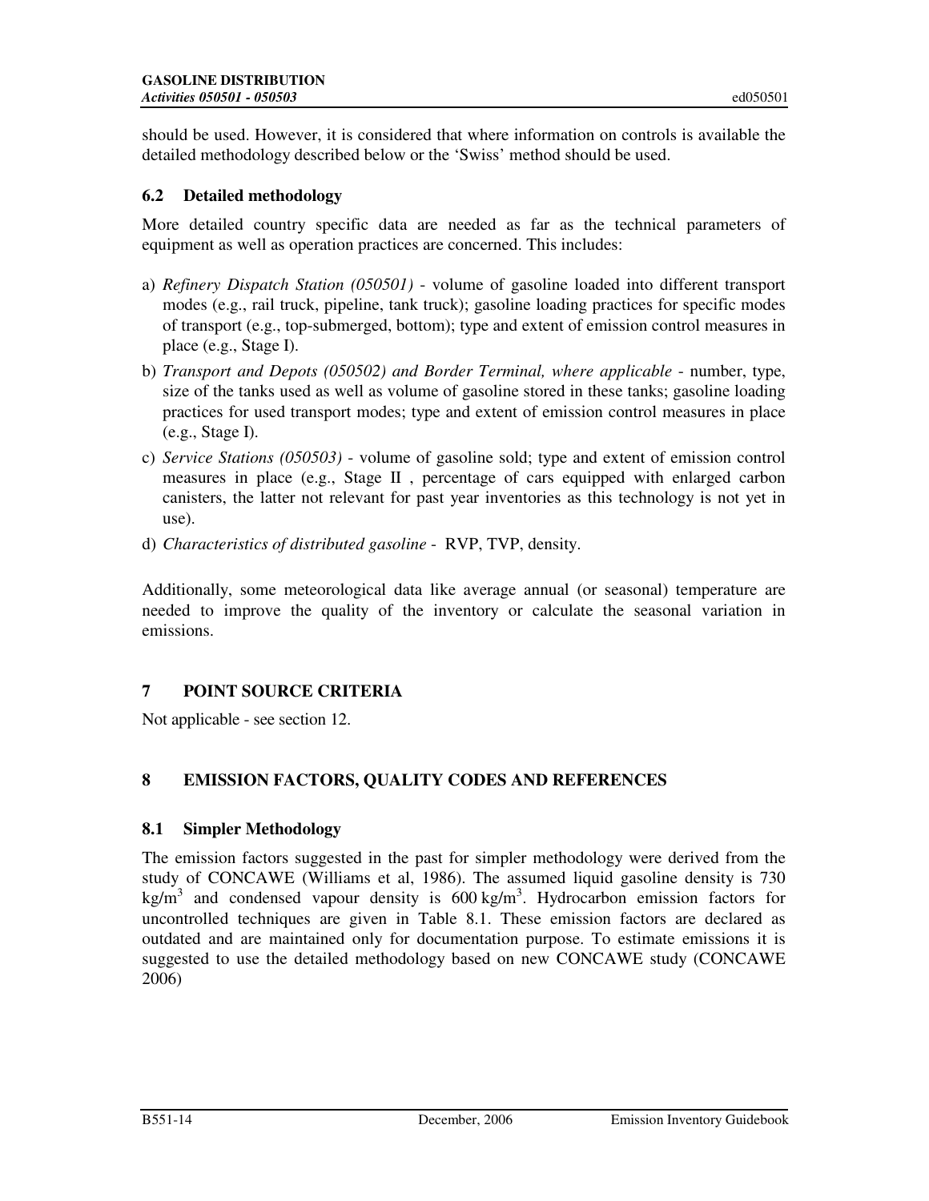should be used. However, it is considered that where information on controls is available the detailed methodology described below or the 'Swiss' method should be used.

### 6.2 Detailed methodology

More detailed country specific data are needed as far as the technical parameters of equipment as well as operation practices are concerned. This includes:

a) *Refinery Dispatch Station (050501)* - volume of gasoline loaded into different transport modes (e.g., rail truck, pipeline, tank truck); gasoline loading practices for specific modes of transport (e.g., top-submerged, bottom); type and extent of emission control measures in place (e.g., Stage I).

b) *Transport and Depots (050502) and Border Terminal, where applicable* - number, type, size of the tanks used as well as volume of gasoline stored in these tanks; gasoline loading practices for used transport modes; type and extent of emission control measures in place (e.g., Stage I).

c) *Service Stations (050503)* - volume of gasoline sold; type and extent of emission control measures in place (e.g., Stage II , percentage of cars equipped with enlarged carbon canisters, the latter not relevant for past year inventories as this technology is not yet in use).

d) *Characteristics of distributed gasoline* - RVP, TVP, density.

Additionally, some meteorological data like average annual (or seasonal) temperature are needed to improve the quality of the inventory or calculate the seasonal variation in emissions.

## 7 POINT SOURCE CRITERIA

Not applicable - see section 12.

## 8 EMISSION FACTORS, QUALITY CODES AND REFERENCES

### 8.1 Simpler Methodology

The emission factors suggested in the past for simpler methodology were derived from the study of CONCAWE (Williams et al, 1986). The assumed liquid gasoline density is 730 $kg/m^3$ and condensed vapour density is 600 $kg/m^3$. Hydrocarbon emission factors for uncontrolled techniques are given in Table 8.1. These emission factors are declared as outdated and are maintained only for documentation purpose. To estimate emissions it is suggested to use the detailed methodology based on new CONCAWE study (CONCAWE 2006)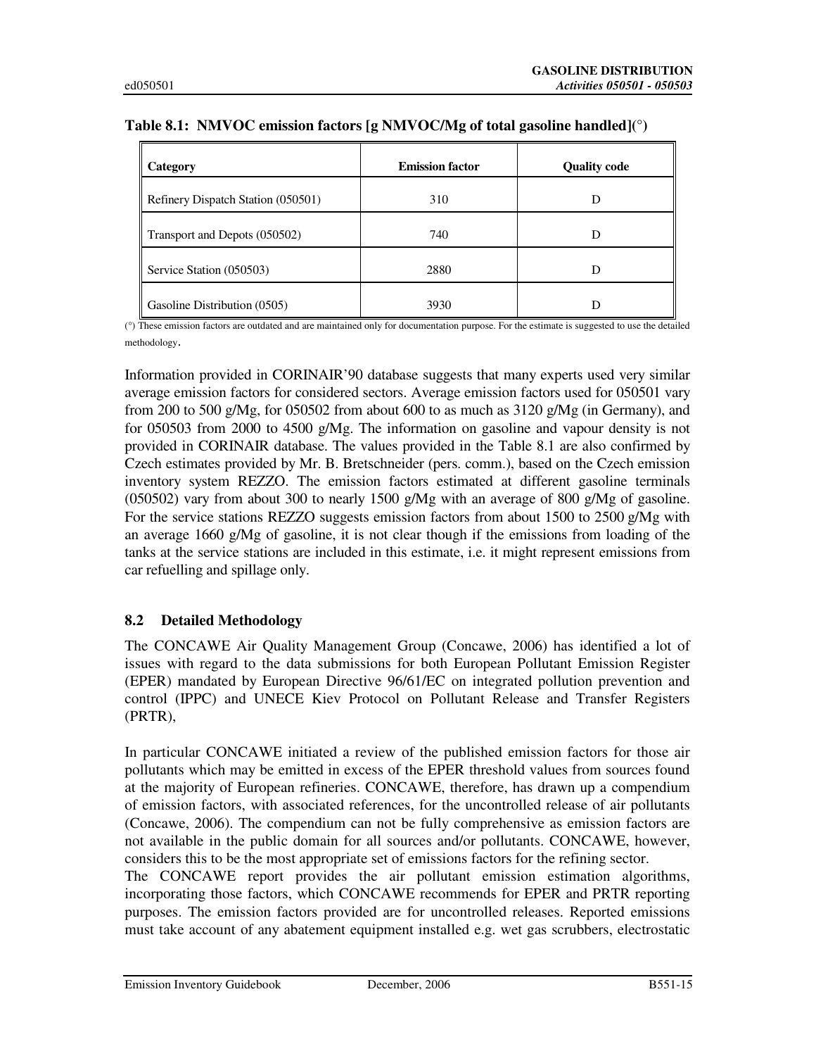**Table 8.1: NMVOC emission factors [g NMVOC/Mg of total gasoline handled](°)**

| Category | Emission factor | Quality code |
|---|---|---|
| Refinery Dispatch Station (050501) | 310 | D |
| Transport and Depots (050502) | 740 | D |
| Service Station (050503) | 2880 | D |
| Gasoline Distribution (0505) | 3930 | D |

(°) These emission factors are outdated and are maintained only for documentation purpose. For the estimate is suggested to use the detailed methodology.

Information provided in CORINAIR'90 database suggests that many experts used very similar average emission factors for considered sectors. Average emission factors used for 050501 vary from 200 to 500 g/Mg, for 050502 from about 600 to as much as 3120 g/Mg (in Germany), and for 050503 from 2000 to 4500 g/Mg. The information on gasoline and vapour density is not provided in CORINAIR database. The values provided in the Table 8.1 are also confirmed by Czech estimates provided by Mr. B. Bretschneider (pers. comm.), based on the Czech emission inventory system REZZO. The emission factors estimated at different gasoline terminals (050502) vary from about 300 to nearly 1500 g/Mg with an average of 800 g/Mg of gasoline. For the service stations REZZO suggests emission factors from about 1500 to 2500 g/Mg with an average 1660 g/Mg of gasoline, it is not clear though if the emissions from loading of the tanks at the service stations are included in this estimate, i.e. it might represent emissions from car refuelling and spillage only.

## 8.2 Detailed Methodology

The CONCAWE Air Quality Management Group (Concawe, 2006) has identified a lot of issues with regard to the data submissions for both European Pollutant Emission Register (EPER) mandated by European Directive 96/61/EC on integrated pollution prevention and control (IPPC) and UNECE Kiev Protocol on Pollutant Release and Transfer Registers (PRTR),

In particular CONCAWE initiated a review of the published emission factors for those air pollutants which may be emitted in excess of the EPER threshold values from sources found at the majority of European refineries. CONCAWE, therefore, has drawn up a compendium of emission factors, with associated references, for the uncontrolled release of air pollutants (Concawe, 2006). The compendium can not be fully comprehensive as emission factors are not available in the public domain for all sources and/or pollutants. CONCAWE, however, considers this to be the most appropriate set of emissions factors for the refining sector.

The CONCAWE report provides the air pollutant emission estimation algorithms, incorporating those factors, which CONCAWE recommends for EPER and PRTR reporting purposes. The emission factors provided are for uncontrolled releases. Reported emissions must take account of any abatement equipment installed e.g. wet gas scrubbers, electrostatic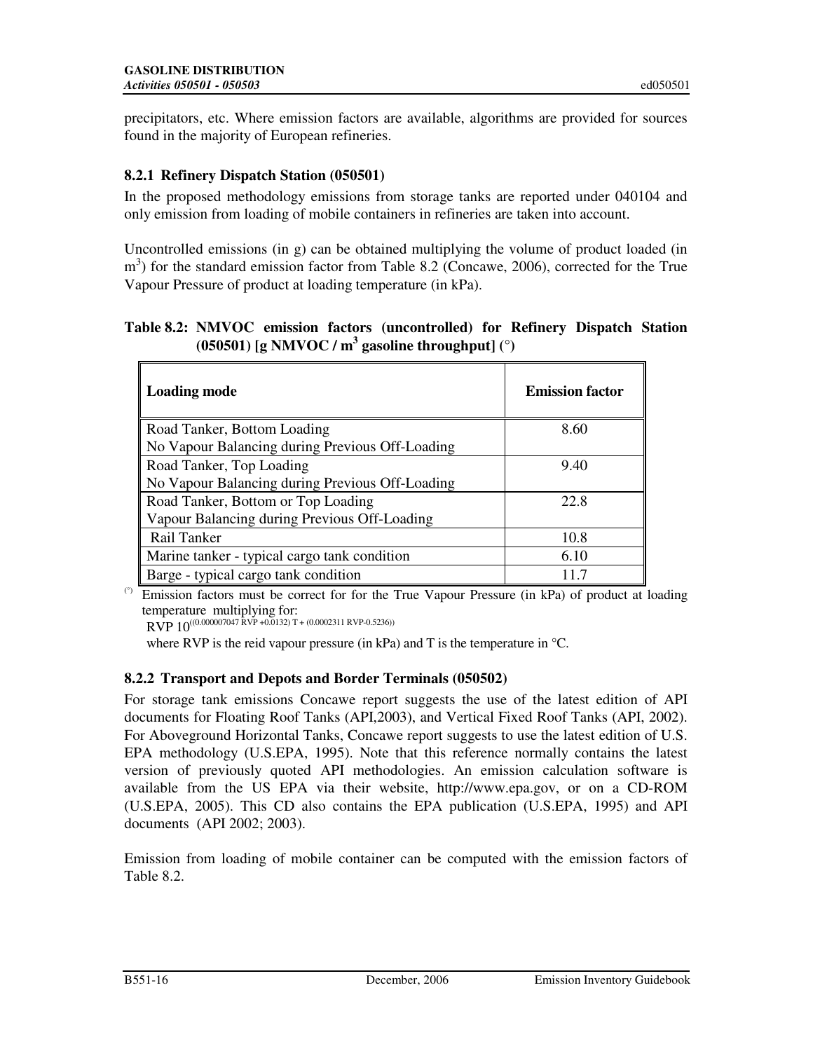precipitators, etc. Where emission factors are available, algorithms are provided for sources found in the majority of European refineries.

### 8.2.1 Refinery Dispatch Station (050501)

In the proposed methodology emissions from storage tanks are reported under 040104 and only emission from loading of mobile containers in refineries are taken into account.

Uncontrolled emissions (in g) can be obtained multiplying the volume of product loaded (in $m^3$) for the standard emission factor from Table 8.2 (Concawe, 2006), corrected for the True Vapour Pressure of product at loading temperature (in kPa).

**Table 8.2: NMVOC emission factors (uncontrolled) for Refinery Dispatch Station (050501) [g NMVOC / $m^3$ gasoline throughput] (°)**

| Loading mode | Emission factor |
|---|---|
| Road Tanker, Bottom Loading<br>No Vapour Balancing during Previous Off-Loading | 8.60 |
| Road Tanker, Top Loading<br>No Vapour Balancing during Previous Off-Loading | 9.40 |
| Road Tanker, Bottom or Top Loading<br>Vapour Balancing during Previous Off-Loading | 22.8 |
| Rail Tanker | 10.8 |
| Marine tanker - typical cargo tank condition | 6.10 |
| Barge - typical cargo tank condition | 11.7 |

(°) Emission factors must be correct for for the True Vapour Pressure (in kPa) of product at loading temperature multiplying for:

$$RVP\ 10^{((0.000007047\ RVP + 0.0132)\ T + (0.0002311\ RVP - 0.5236))}$$

where RVP is the reid vapour pressure (in kPa) and T is the temperature in °C.

### 8.2.2 Transport and Depots and Border Terminals (050502)

For storage tank emissions Concawe report suggests the use of the latest edition of API documents for Floating Roof Tanks (API,2003), and Vertical Fixed Roof Tanks (API, 2002). For Aboveground Horizontal Tanks, Concawe report suggests to use the latest edition of U.S. EPA methodology (U.S.EPA, 1995). Note that this reference normally contains the latest version of previously quoted API methodologies. An emission calculation software is available from the US EPA via their website, http://www.epa.gov, or on a CD-ROM (U.S.EPA, 2005). This CD also contains the EPA publication (U.S.EPA, 1995) and API documents (API 2002; 2003).

Emission from loading of mobile container can be computed with the emission factors of Table 8.2.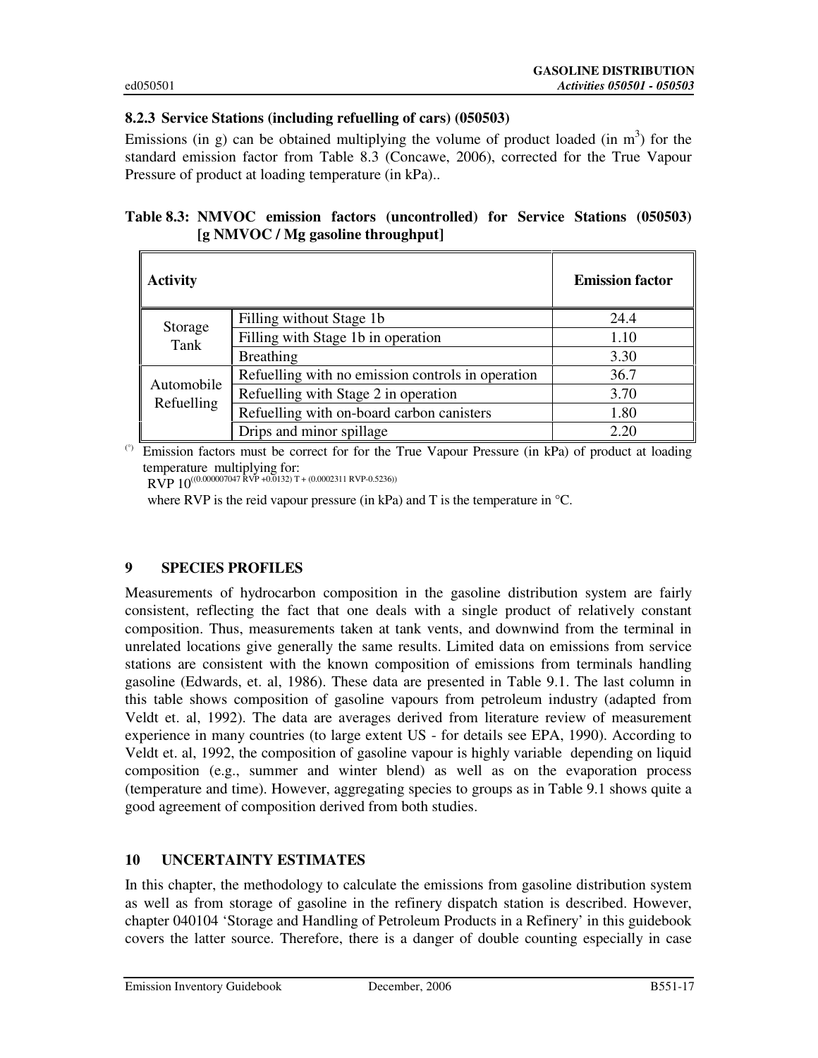### 8.2.3 Service Stations (including refuelling of cars) (050503)

Emissions (in g) can be obtained multiplying the volume of product loaded (in $m^3$) for the standard emission factor from Table 8.3 (Concawe, 2006), corrected for the True Vapour Pressure of product at loading temperature (in kPa)..

**Table 8.3: NMVOC emission factors (uncontrolled) for Service Stations (050503) [g NMVOC / Mg gasoline throughput]**

| Activity | | Emission factor |
|---|---|---|
| Storage Tank | Filling without Stage 1b | 24.4 |
| | Filling with Stage 1b in operation | 1.10 |
| | Breathing | 3.30 |
| Automobile Refuelling | Refuelling with no emission controls in operation | 36.7 |
| | Refuelling with Stage 2 in operation | 3.70 |
| | Refuelling with on-board carbon canisters | 1.80 |
| | Drips and minor spillage | 2.20 |

(°) Emission factors must be correct for for the True Vapour Pressure (in kPa) of product at loading temperature multiplying for:

$RVP\ 10^{((0.000007047\ RVP + 0.0132)\ T + (0.0002311\ RVP - 0.5236))}$

where RVP is the reid vapour pressure (in kPa) and T is the temperature in °C.

## 9 SPECIES PROFILES

Measurements of hydrocarbon composition in the gasoline distribution system are fairly consistent, reflecting the fact that one deals with a single product of relatively constant composition. Thus, measurements taken at tank vents, and downwind from the terminal in unrelated locations give generally the same results. Limited data on emissions from service stations are consistent with the known composition of emissions from terminals handling gasoline (Edwards, et. al, 1986). These data are presented in Table 9.1. The last column in this table shows composition of gasoline vapours from petroleum industry (adapted from Veldt et. al, 1992). The data are averages derived from literature review of measurement experience in many countries (to large extent US - for details see EPA, 1990). According to Veldt et. al, 1992, the composition of gasoline vapour is highly variable depending on liquid composition (e.g., summer and winter blend) as well as on the evaporation process (temperature and time). However, aggregating species to groups as in Table 9.1 shows quite a good agreement of composition derived from both studies.

## 10 UNCERTAINTY ESTIMATES

In this chapter, the methodology to calculate the emissions from gasoline distribution system as well as from storage of gasoline in the refinery dispatch station is described. However, chapter 040104 'Storage and Handling of Petroleum Products in a Refinery' in this guidebook covers the latter source. Therefore, there is a danger of double counting especially in case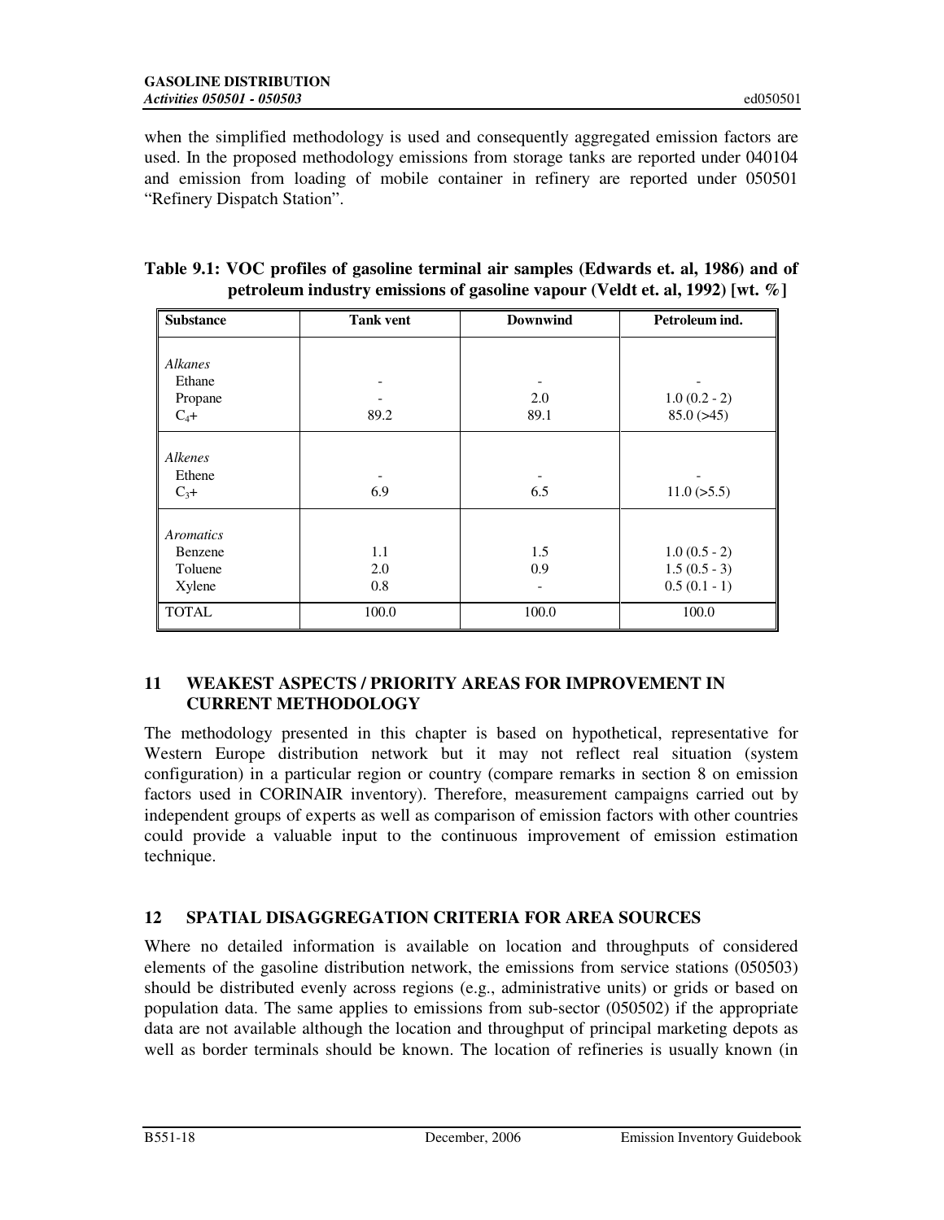when the simplified methodology is used and consequently aggregated emission factors are used. In the proposed methodology emissions from storage tanks are reported under 040104 and emission from loading of mobile container in refinery are reported under 050501 "Refinery Dispatch Station".

**Table 9.1: VOC profiles of gasoline terminal air samples (Edwards et. al, 1986) and of petroleum industry emissions of gasoline vapour (Veldt et. al, 1992) [wt. %]**

| Substance | Tank vent | Downwind | Petroleum ind. |
|---|---|---|---|
| *Alkanes* | | | |
| Ethane | - | - | - |
| Propane | - | 2.0 | 1.0 (0.2 - 2) |
| $C_4$+ | 89.2 | 89.1 | 85.0 (>45) |
| *Alkenes* | | | |
| Ethene | - | - | - |
| $C_3$+ | 6.9 | 6.5 | 11.0 (>5.5) |
| *Aromatics* | | | |
| Benzene | 1.1 | 1.5 | 1.0 (0.5 - 2) |
| Toluene | 2.0 | 0.9 | 1.5 (0.5 - 3) |
| Xylene | 0.8 | - | 0.5 (0.1 - 1) |
| TOTAL | 100.0 | 100.0 | 100.0 |

## 11 WEAKEST ASPECTS / PRIORITY AREAS FOR IMPROVEMENT IN CURRENT METHODOLOGY

The methodology presented in this chapter is based on hypothetical, representative for Western Europe distribution network but it may not reflect real situation (system configuration) in a particular region or country (compare remarks in section 8 on emission factors used in CORINAIR inventory). Therefore, measurement campaigns carried out by independent groups of experts as well as comparison of emission factors with other countries could provide a valuable input to the continuous improvement of emission estimation technique.

## 12 SPATIAL DISAGGREGATION CRITERIA FOR AREA SOURCES

Where no detailed information is available on location and throughputs of considered elements of the gasoline distribution network, the emissions from service stations (050503) should be distributed evenly across regions (e.g., administrative units) or grids or based on population data. The same applies to emissions from sub-sector (050502) if the appropriate data are not available although the location and throughput of principal marketing depots as well as border terminals should be known. The location of refineries is usually known (in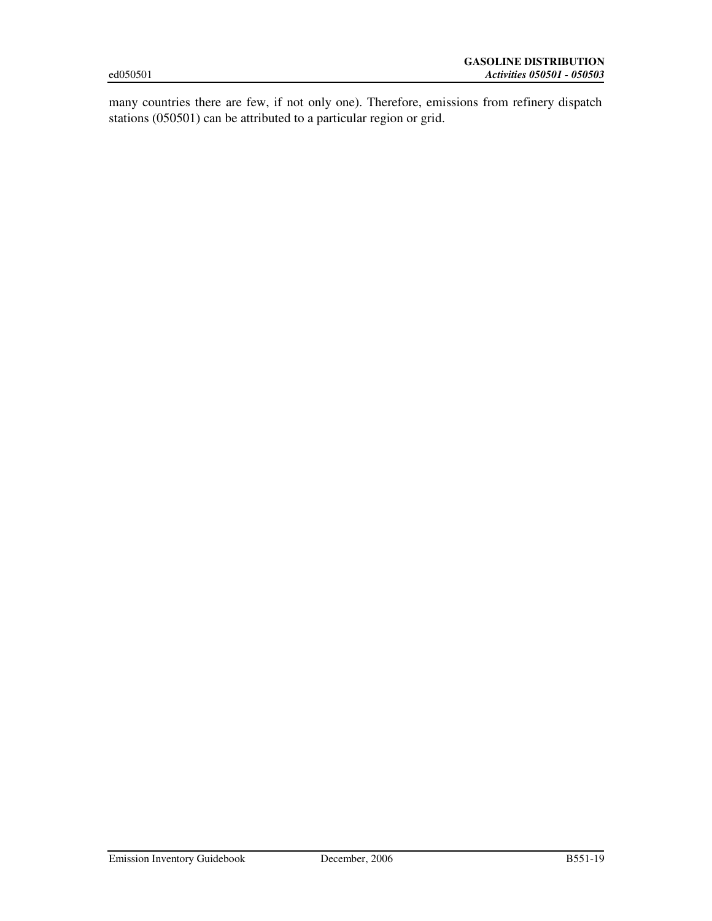many countries there are few, if not only one). Therefore, emissions from refinery dispatch stations (050501) can be attributed to a particular region or grid.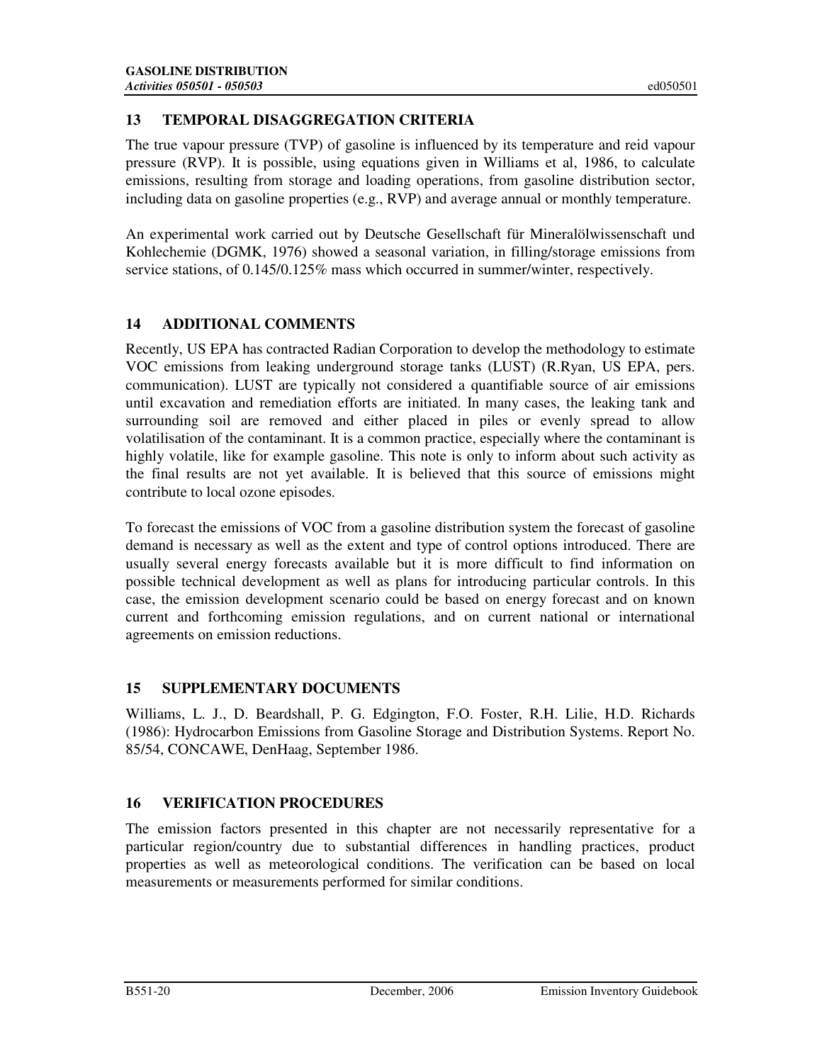## 13 TEMPORAL DISAGGREGATION CRITERIA

The true vapour pressure (TVP) of gasoline is influenced by its temperature and reid vapour pressure (RVP). It is possible, using equations given in Williams et al, 1986, to calculate emissions, resulting from storage and loading operations, from gasoline distribution sector, including data on gasoline properties (e.g., RVP) and average annual or monthly temperature.

An experimental work carried out by Deutsche Gesellschaft für Mineralölwissenschaft und Kohlechemie (DGMK, 1976) showed a seasonal variation, in filling/storage emissions from service stations, of 0.145/0.125% mass which occurred in summer/winter, respectively.

## 14 ADDITIONAL COMMENTS

Recently, US EPA has contracted Radian Corporation to develop the methodology to estimate VOC emissions from leaking underground storage tanks (LUST) (R.Ryan, US EPA, pers. communication). LUST are typically not considered a quantifiable source of air emissions until excavation and remediation efforts are initiated. In many cases, the leaking tank and surrounding soil are removed and either placed in piles or evenly spread to allow volatilisation of the contaminant. It is a common practice, especially where the contaminant is highly volatile, like for example gasoline. This note is only to inform about such activity as the final results are not yet available. It is believed that this source of emissions might contribute to local ozone episodes.

To forecast the emissions of VOC from a gasoline distribution system the forecast of gasoline demand is necessary as well as the extent and type of control options introduced. There are usually several energy forecasts available but it is more difficult to find information on possible technical development as well as plans for introducing particular controls. In this case, the emission development scenario could be based on energy forecast and on known current and forthcoming emission regulations, and on current national or international agreements on emission reductions.

## 15 SUPPLEMENTARY DOCUMENTS

Williams, L. J., D. Beardshall, P. G. Edgington, F.O. Foster, R.H. Lilie, H.D. Richards (1986): Hydrocarbon Emissions from Gasoline Storage and Distribution Systems. Report No. 85/54, CONCAWE, DenHaag, September 1986.

## 16 VERIFICATION PROCEDURES

The emission factors presented in this chapter are not necessarily representative for a particular region/country due to substantial differences in handling practices, product properties as well as meteorological conditions. The verification can be based on local measurements or measurements performed for similar conditions.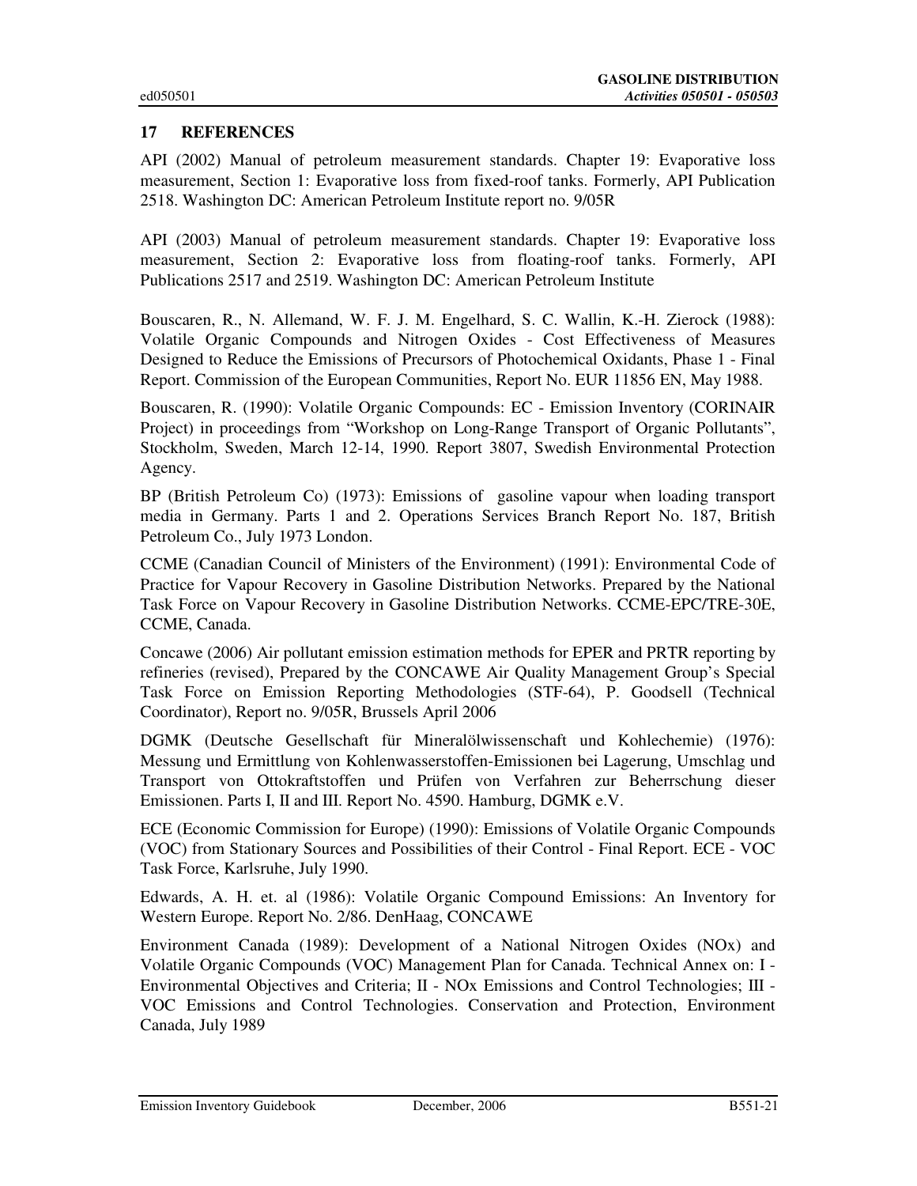## 17 REFERENCES

API (2002) Manual of petroleum measurement standards. Chapter 19: Evaporative loss measurement, Section 1: Evaporative loss from fixed-roof tanks. Formerly, API Publication 2518. Washington DC: American Petroleum Institute report no. 9/05R

API (2003) Manual of petroleum measurement standards. Chapter 19: Evaporative loss measurement, Section 2: Evaporative loss from floating-roof tanks. Formerly, API Publications 2517 and 2519. Washington DC: American Petroleum Institute

Bouscaren, R., N. Allemand, W. F. J. M. Engelhard, S. C. Wallin, K.-H. Zierock (1988): Volatile Organic Compounds and Nitrogen Oxides - Cost Effectiveness of Measures Designed to Reduce the Emissions of Precursors of Photochemical Oxidants, Phase 1 - Final Report. Commission of the European Communities, Report No. EUR 11856 EN, May 1988.

Bouscaren, R. (1990): Volatile Organic Compounds: EC - Emission Inventory (CORINAIR Project) in proceedings from "Workshop on Long-Range Transport of Organic Pollutants", Stockholm, Sweden, March 12-14, 1990. Report 3807, Swedish Environmental Protection Agency.

BP (British Petroleum Co) (1973): Emissions of gasoline vapour when loading transport media in Germany. Parts 1 and 2. Operations Services Branch Report No. 187, British Petroleum Co., July 1973 London.

CCME (Canadian Council of Ministers of the Environment) (1991): Environmental Code of Practice for Vapour Recovery in Gasoline Distribution Networks. Prepared by the National Task Force on Vapour Recovery in Gasoline Distribution Networks. CCME-EPC/TRE-30E, CCME, Canada.

Concawe (2006) Air pollutant emission estimation methods for EPER and PRTR reporting by refineries (revised), Prepared by the CONCAWE Air Quality Management Group's Special Task Force on Emission Reporting Methodologies (STF-64), P. Goodsell (Technical Coordinator), Report no. 9/05R, Brussels April 2006

DGMK (Deutsche Gesellschaft für Mineralölwissenschaft und Kohlechemie) (1976): Messung und Ermittlung von Kohlenwasserstoffen-Emissionen bei Lagerung, Umschlag und Transport von Ottokraftstoffen und Prüfen von Verfahren zur Beherrschung dieser Emissionen. Parts I, II and III. Report No. 4590. Hamburg, DGMK e.V.

ECE (Economic Commission for Europe) (1990): Emissions of Volatile Organic Compounds (VOC) from Stationary Sources and Possibilities of their Control - Final Report. ECE - VOC Task Force, Karlsruhe, July 1990.

Edwards, A. H. et. al (1986): Volatile Organic Compound Emissions: An Inventory for Western Europe. Report No. 2/86. DenHaag, CONCAWE

Environment Canada (1989): Development of a National Nitrogen Oxides (NOx) and Volatile Organic Compounds (VOC) Management Plan for Canada. Technical Annex on: I - Environmental Objectives and Criteria; II - NOx Emissions and Control Technologies; III - VOC Emissions and Control Technologies. Conservation and Protection, Environment Canada, July 1989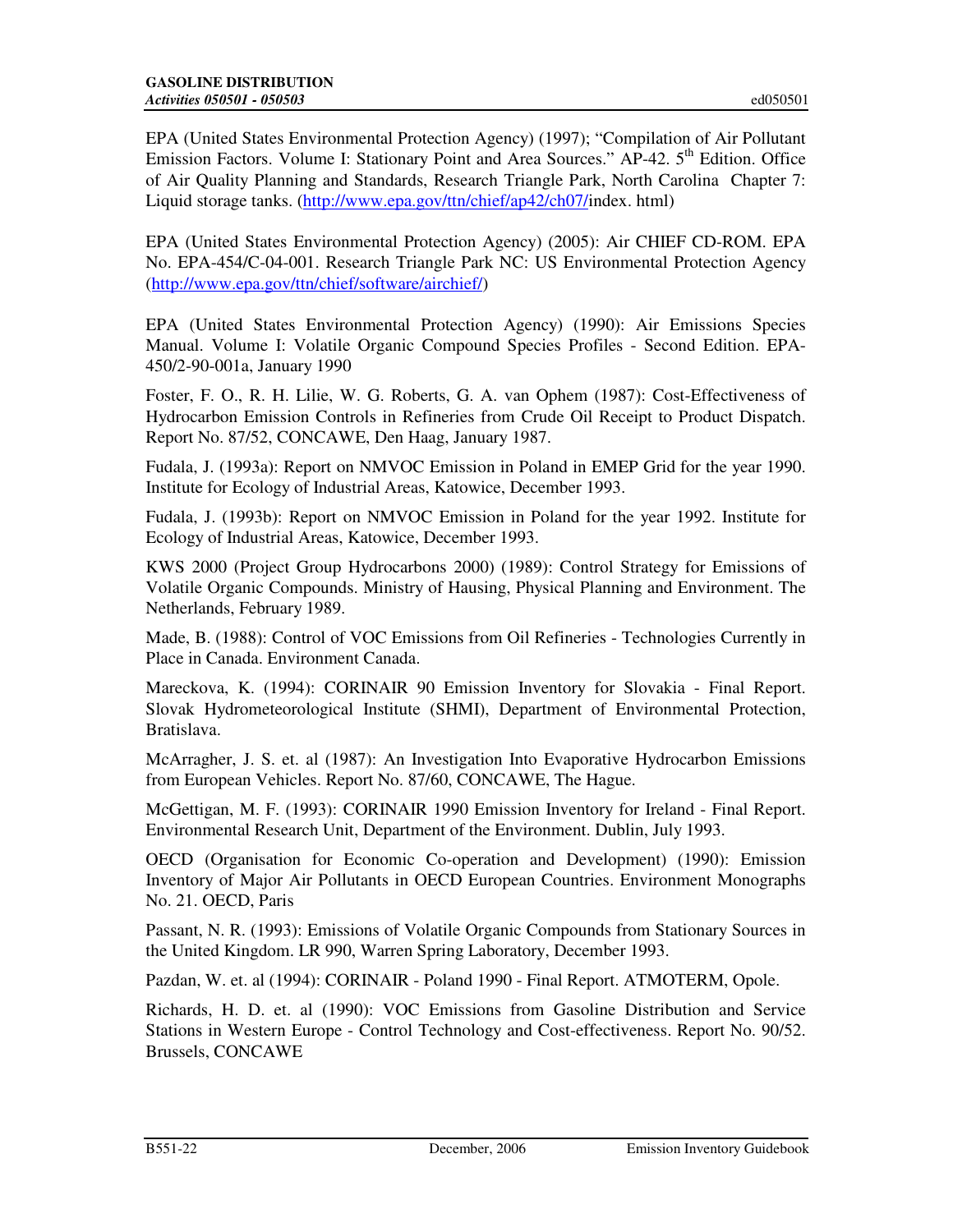EPA (United States Environmental Protection Agency) (1997); "Compilation of Air Pollutant Emission Factors. Volume I: Stationary Point and Area Sources." AP-42. 5th Edition. Office of Air Quality Planning and Standards, Research Triangle Park, North Carolina Chapter 7: Liquid storage tanks. (http://www.epa.gov/ttn/chief/ap42/ch07/index. html)

EPA (United States Environmental Protection Agency) (2005): Air CHIEF CD-ROM. EPA No. EPA-454/C-04-001. Research Triangle Park NC: US Environmental Protection Agency (http://www.epa.gov/ttn/chief/software/airchief/)

EPA (United States Environmental Protection Agency) (1990): Air Emissions Species Manual. Volume I: Volatile Organic Compound Species Profiles - Second Edition. EPA-450/2-90-001a, January 1990

Foster, F. O., R. H. Lilie, W. G. Roberts, G. A. van Ophem (1987): Cost-Effectiveness of Hydrocarbon Emission Controls in Refineries from Crude Oil Receipt to Product Dispatch. Report No. 87/52, CONCAWE, Den Haag, January 1987.

Fudala, J. (1993a): Report on NMVOC Emission in Poland in EMEP Grid for the year 1990. Institute for Ecology of Industrial Areas, Katowice, December 1993.

Fudala, J. (1993b): Report on NMVOC Emission in Poland for the year 1992. Institute for Ecology of Industrial Areas, Katowice, December 1993.

KWS 2000 (Project Group Hydrocarbons 2000) (1989): Control Strategy for Emissions of Volatile Organic Compounds. Ministry of Hausing, Physical Planning and Environment. The Netherlands, February 1989.

Made, B. (1988): Control of VOC Emissions from Oil Refineries - Technologies Currently in Place in Canada. Environment Canada.

Mareckova, K. (1994): CORINAIR 90 Emission Inventory for Slovakia - Final Report. Slovak Hydrometeorological Institute (SHMI), Department of Environmental Protection, Bratislava.

McArragher, J. S. et. al (1987): An Investigation Into Evaporative Hydrocarbon Emissions from European Vehicles. Report No. 87/60, CONCAWE, The Hague.

McGettigan, M. F. (1993): CORINAIR 1990 Emission Inventory for Ireland - Final Report. Environmental Research Unit, Department of the Environment. Dublin, July 1993.

OECD (Organisation for Economic Co-operation and Development) (1990): Emission Inventory of Major Air Pollutants in OECD European Countries. Environment Monographs No. 21. OECD, Paris

Passant, N. R. (1993): Emissions of Volatile Organic Compounds from Stationary Sources in the United Kingdom. LR 990, Warren Spring Laboratory, December 1993.

Pazdan, W. et. al (1994): CORINAIR - Poland 1990 - Final Report. ATMOTERM, Opole.

Richards, H. D. et. al (1990): VOC Emissions from Gasoline Distribution and Service Stations in Western Europe - Control Technology and Cost-effectiveness. Report No. 90/52. Brussels, CONCAWE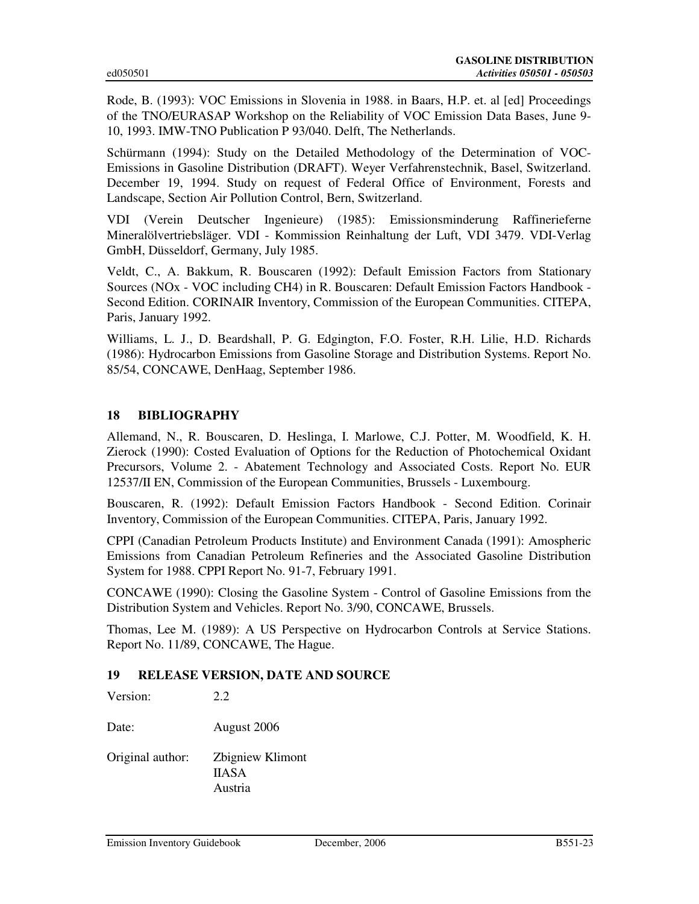Rode, B. (1993): VOC Emissions in Slovenia in 1988. in Baars, H.P. et. al [ed] Proceedings of the TNO/EURASAP Workshop on the Reliability of VOC Emission Data Bases, June 9-10, 1993. IMW-TNO Publication P 93/040. Delft, The Netherlands.

Schürmann (1994): Study on the Detailed Methodology of the Determination of VOC-Emissions in Gasoline Distribution (DRAFT). Weyer Verfahrenstechnik, Basel, Switzerland. December 19, 1994. Study on request of Federal Office of Environment, Forests and Landscape, Section Air Pollution Control, Bern, Switzerland.

VDI (Verein Deutscher Ingenieure) (1985): Emissionsminderung Raffinerieferne Mineralölvertriebsläger. VDI - Kommission Reinhaltung der Luft, VDI 3479. VDI-Verlag GmbH, Düsseldorf, Germany, July 1985.

Veldt, C., A. Bakkum, R. Bouscaren (1992): Default Emission Factors from Stationary Sources (NOx - VOC including CH4) in R. Bouscaren: Default Emission Factors Handbook - Second Edition. CORINAIR Inventory, Commission of the European Communities. CITEPA, Paris, January 1992.

Williams, L. J., D. Beardshall, P. G. Edgington, F.O. Foster, R.H. Lilie, H.D. Richards (1986): Hydrocarbon Emissions from Gasoline Storage and Distribution Systems. Report No. 85/54, CONCAWE, DenHaag, September 1986.

## 18 BIBLIOGRAPHY

Allemand, N., R. Bouscaren, D. Heslinga, I. Marlowe, C.J. Potter, M. Woodfield, K. H. Zierock (1990): Costed Evaluation of Options for the Reduction of Photochemical Oxidant Precursors, Volume 2. - Abatement Technology and Associated Costs. Report No. EUR 12537/II EN, Commission of the European Communities, Brussels - Luxembourg.

Bouscaren, R. (1992): Default Emission Factors Handbook - Second Edition. Corinair Inventory, Commission of the European Communities. CITEPA, Paris, January 1992.

CPPI (Canadian Petroleum Products Institute) and Environment Canada (1991): Amospheric Emissions from Canadian Petroleum Refineries and the Associated Gasoline Distribution System for 1988. CPPI Report No. 91-7, February 1991.

CONCAWE (1990): Closing the Gasoline System - Control of Gasoline Emissions from the Distribution System and Vehicles. Report No. 3/90, CONCAWE, Brussels.

Thomas, Lee M. (1989): A US Perspective on Hydrocarbon Controls at Service Stations. Report No. 11/89, CONCAWE, The Hague.

## 19 RELEASE VERSION, DATE AND SOURCE

Version: 2.2

Date: August 2006

Original author: Zbigniew Klimont
IIASA
Austria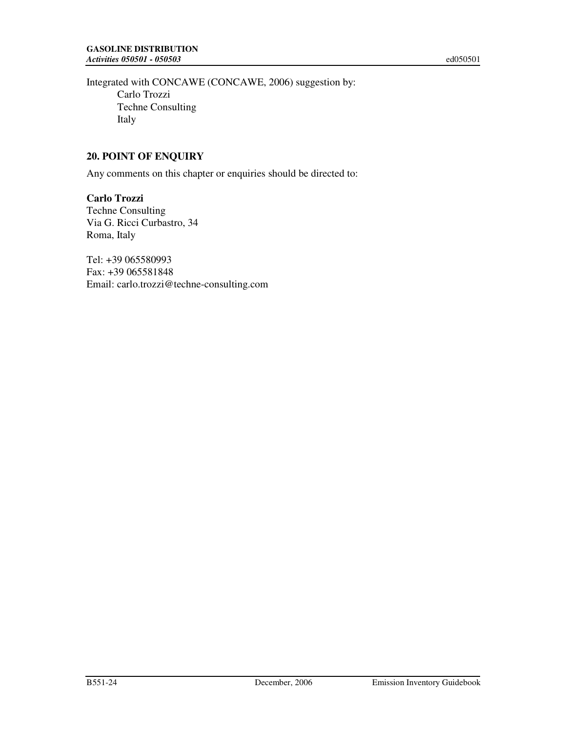Integrated with CONCAWE (CONCAWE, 2006) suggestion by:

Carlo Trozzi
Techne Consulting
Italy

## 20. POINT OF ENQUIRY

Any comments on this chapter or enquiries should be directed to:

**Carlo Trozzi**
Techne Consulting
Via G. Ricci Curbastro, 34
Roma, Italy

Tel: +39 065580993
Fax: +39 065581848
Email: carlo.trozzi@techne-consulting.com